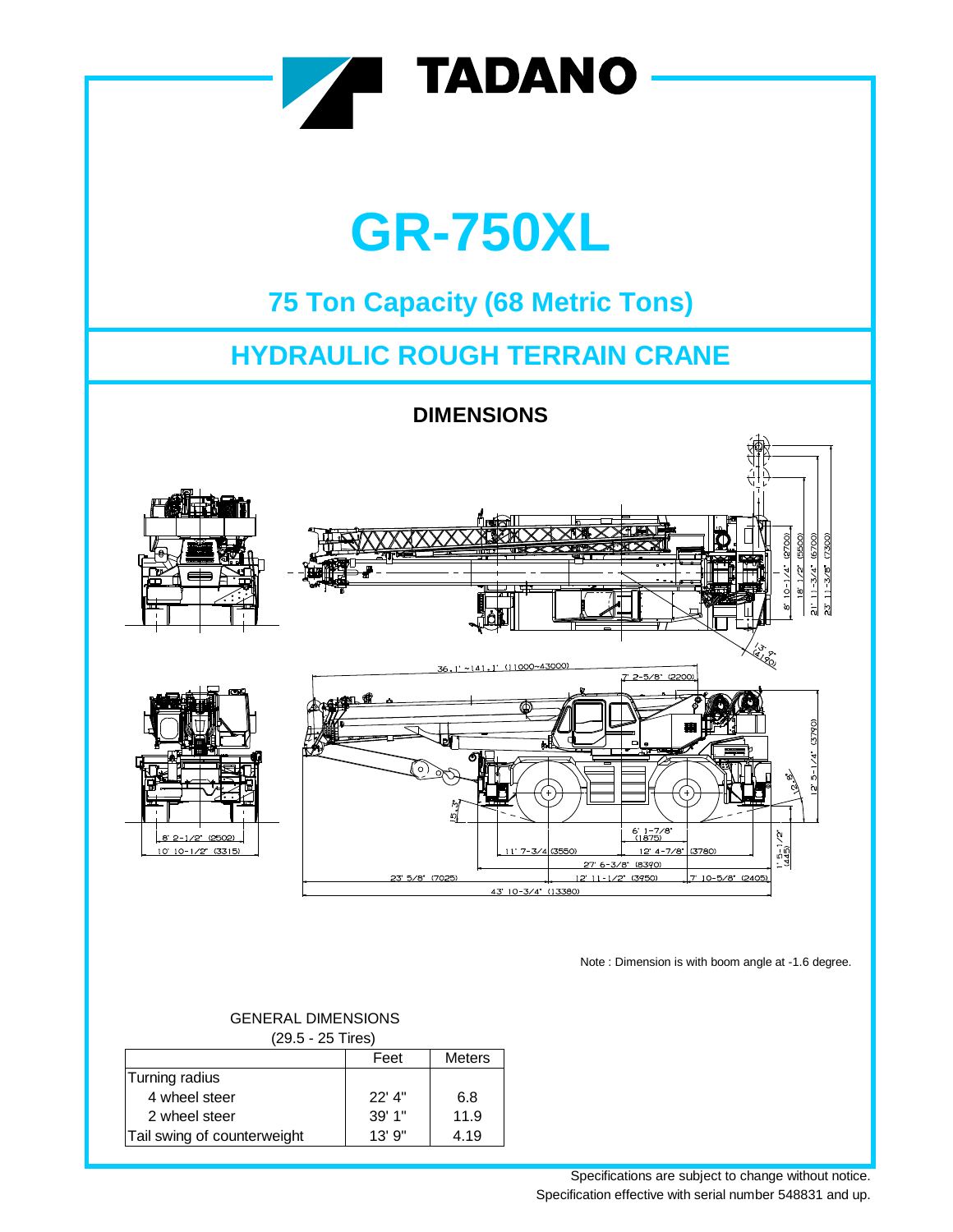# TADANO

# GR-750XL

## 75 Ton Capacity (68 Metric Tons)

## HYDRAULIC ROUGH TERRAIN CRANE

### DIMENSIONS

Note : Dimension is with boom angle at -1.6 degree.

GENERAL DIMENSIONS
(29.5 - 25 Tires)

| | Feet | Meters |
|---|---|---|
| Turning radius | | |
| 4 wheel steer | 22' 4" | 6.8 |
| 2 wheel steer | 39' 1" | 11.9 |
| Tail swing of counterweight | 13' 9" | 4.19 |

Specifications are subject to change without notice.
Specification effective with serial number 548831 and up.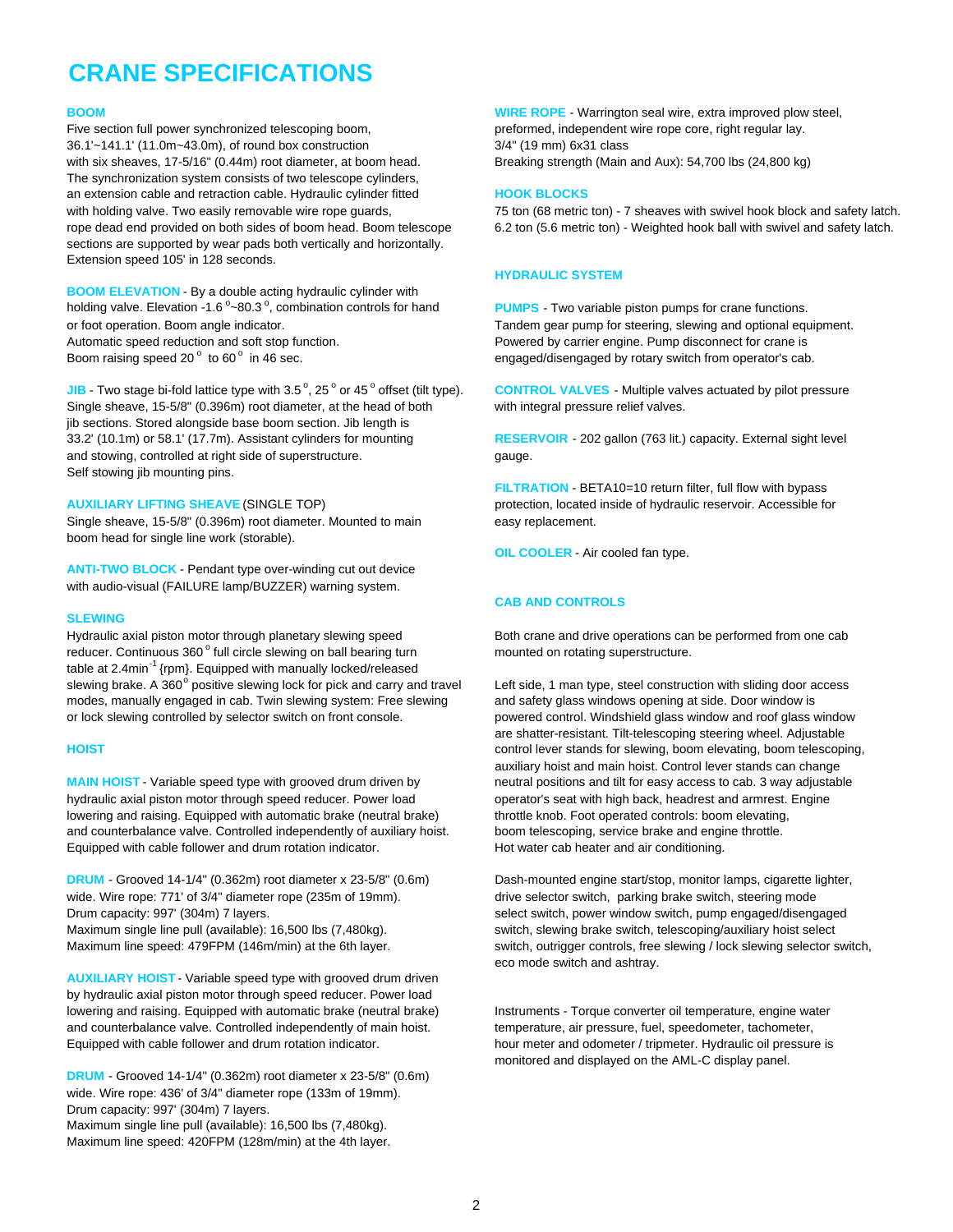# CRANE SPECIFICATIONS

## BOOM

Five section full power synchronized telescoping boom, 36.1'~141.1' (11.0m~43.0m), of round box construction with six sheaves, 17-5/16" (0.44m) root diameter, at boom head. The synchronization system consists of two telescope cylinders, an extension cable and retraction cable. Hydraulic cylinder fitted with holding valve. Two easily removable wire rope guards, rope dead end provided on both sides of boom head. Boom telescope sections are supported by wear pads both vertically and horizontally. Extension speed 105' in 128 seconds.

**BOOM ELEVATION** - By a double acting hydraulic cylinder with holding valve. Elevation -1.6°~80.3°, combination controls for hand or foot operation. Boom angle indicator. Automatic speed reduction and soft stop function. Boom raising speed 20° to 60° in 46 sec.

**JIB** - Two stage bi-fold lattice type with 3.5°, 25° or 45° offset (tilt type). Single sheave, 15-5/8" (0.396m) root diameter, at the head of both jib sections. Stored alongside base boom section. Jib length is 33.2' (10.1m) or 58.1' (17.7m). Assistant cylinders for mounting and stowing, controlled at right side of superstructure. Self stowing jib mounting pins.

**AUXILIARY LIFTING SHEAVE** (SINGLE TOP) Single sheave, 15-5/8" (0.396m) root diameter. Mounted to main boom head for single line work (storable).

**ANTI-TWO BLOCK** - Pendant type over-winding cut out device with audio-visual (FAILURE lamp/BUZZER) warning system.

## SLEWING

Hydraulic axial piston motor through planetary slewing speed reducer. Continuous 360° full circle slewing on ball bearing turn table at 2.4min$^{-1}$ {rpm}. Equipped with manually locked/released slewing brake. A 360° positive slewing lock for pick and carry and travel modes, manually engaged in cab. Twin slewing system: Free slewing or lock slewing controlled by selector switch on front console.

## HOIST

**MAIN HOIST** - Variable speed type with grooved drum driven by hydraulic axial piston motor through speed reducer. Power load lowering and raising. Equipped with automatic brake (neutral brake) and counterbalance valve. Controlled independently of auxiliary hoist. Equipped with cable follower and drum rotation indicator.

**DRUM** - Grooved 14-1/4" (0.362m) root diameter x 23-5/8" (0.6m) wide. Wire rope: 771' of 3/4" diameter rope (235m of 19mm).
Drum capacity: 997' (304m) 7 layers.
Maximum single line pull (available): 16,500 lbs (7,480kg).
Maximum line speed: 479FPM (146m/min) at the 6th layer.

**AUXILIARY HOIST** - Variable speed type with grooved drum driven by hydraulic axial piston motor through speed reducer. Power load lowering and raising. Equipped with automatic brake (neutral brake) and counterbalance valve. Controlled independently of main hoist. Equipped with cable follower and drum rotation indicator.

**DRUM** - Grooved 14-1/4" (0.362m) root diameter x 23-5/8" (0.6m) wide. Wire rope: 436' of 3/4" diameter rope (133m of 19mm).
Drum capacity: 997' (304m) 7 layers.
Maximum single line pull (available): 16,500 lbs (7,480kg).
Maximum line speed: 420FPM (128m/min) at the 4th layer.

**WIRE ROPE** - Warrington seal wire, extra improved plow steel, preformed, independent wire rope core, right regular lay.
3/4" (19 mm) 6x31 class
Breaking strength (Main and Aux): 54,700 lbs (24,800 kg)

## HOOK BLOCKS

75 ton (68 metric ton) - 7 sheaves with swivel hook block and safety latch.
6.2 ton (5.6 metric ton) - Weighted hook ball with swivel and safety latch.

## HYDRAULIC SYSTEM

**PUMPS** - Two variable piston pumps for crane functions. Tandem gear pump for steering, slewing and optional equipment. Powered by carrier engine. Pump disconnect for crane is engaged/disengaged by rotary switch from operator's cab.

**CONTROL VALVES** - Multiple valves actuated by pilot pressure with integral pressure relief valves.

**RESERVOIR** - 202 gallon (763 lit.) capacity. External sight level gauge.

**FILTRATION** - BETA10=10 return filter, full flow with bypass protection, located inside of hydraulic reservoir. Accessible for easy replacement.

**OIL COOLER** - Air cooled fan type.

## CAB AND CONTROLS

Both crane and drive operations can be performed from one cab mounted on rotating superstructure.

Left side, 1 man type, steel construction with sliding door access and safety glass windows opening at side. Door window is powered control. Windshield glass window and roof glass window are shatter-resistant. Tilt-telescoping steering wheel. Adjustable control lever stands for slewing, boom elevating, boom telescoping, auxiliary hoist and main hoist. Control lever stands can change neutral positions and tilt for easy access to cab. 3 way adjustable operator's seat with high back, headrest and armrest. Engine throttle knob. Foot operated controls: boom elevating, boom telescoping, service brake and engine throttle. Hot water cab heater and air conditioning.

Dash-mounted engine start/stop, monitor lamps, cigarette lighter, drive selector switch, parking brake switch, steering mode select switch, power window switch, pump engaged/disengaged switch, slewing brake switch, telescoping/auxiliary hoist select switch, outrigger controls, free slewing / lock slewing selector switch, eco mode switch and ashtray.

Instruments - Torque converter oil temperature, engine water temperature, air pressure, fuel, speedometer, tachometer, hour meter and odometer / tripmeter. Hydraulic oil pressure is monitored and displayed on the AML-C display panel.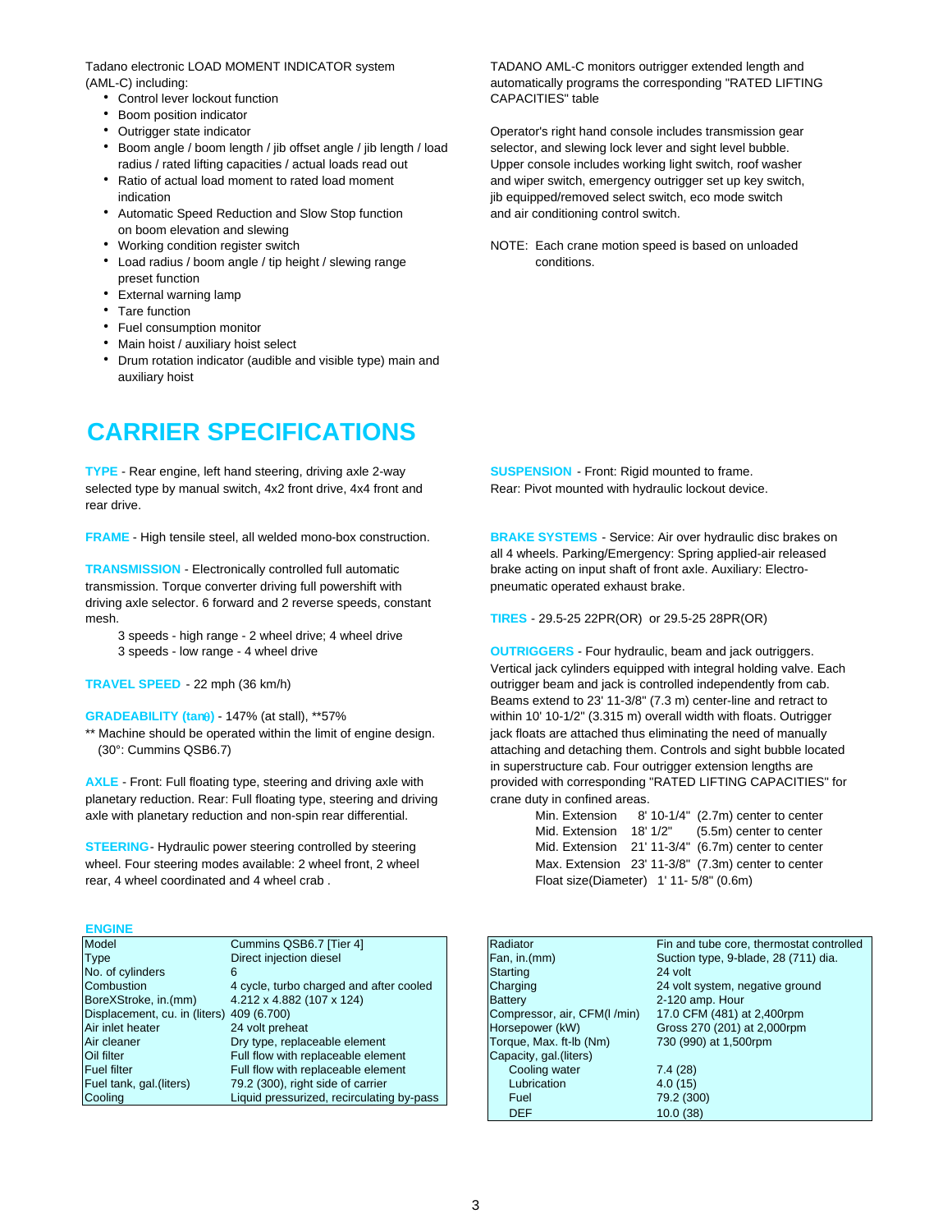Tadano electronic LOAD MOMENT INDICATOR system (AML-C) including:

- Control lever lockout function
- Boom position indicator
- Outrigger state indicator
- Boom angle / boom length / jib offset angle / jib length / load radius / rated lifting capacities / actual loads read out
- Ratio of actual load moment to rated load moment indication
- Automatic Speed Reduction and Slow Stop function on boom elevation and slewing
- Working condition register switch
- Load radius / boom angle / tip height / slewing range preset function
- External warning lamp
- Tare function
- Fuel consumption monitor
- Main hoist / auxiliary hoist select
- Drum rotation indicator (audible and visible type) main and auxiliary hoist

TADANO AML-C monitors outrigger extended length and automatically programs the corresponding "RATED LIFTING CAPACITIES" table

Operator's right hand console includes transmission gear selector, and slewing lock lever and sight level bubble. Upper console includes working light switch, roof washer and wiper switch, emergency outrigger set up key switch, jib equipped/removed select switch, eco mode switch and air conditioning control switch.

NOTE: Each crane motion speed is based on unloaded conditions.

# CARRIER SPECIFICATIONS

**TYPE** - Rear engine, left hand steering, driving axle 2-way selected type by manual switch, 4x2 front drive, 4x4 front and rear drive.

**FRAME** - High tensile steel, all welded mono-box construction.

**TRANSMISSION** - Electronically controlled full automatic transmission. Torque converter driving full powershift with driving axle selector. 6 forward and 2 reverse speeds, constant mesh.

3 speeds - high range - 2 wheel drive; 4 wheel drive
3 speeds - low range - 4 wheel drive

**TRAVEL SPEED** - 22 mph (36 km/h)

**GRADEABILITY (tanθ)** - 147% (at stall), **57%

** Machine should be operated within the limit of engine design. (30°: Cummins QSB6.7)

**AXLE** - Front: Full floating type, steering and driving axle with planetary reduction. Rear: Full floating type, steering and driving axle with planetary reduction and non-spin rear differential.

**STEERING** - Hydraulic power steering controlled by steering wheel. Four steering modes available: 2 wheel front, 2 wheel rear, 4 wheel coordinated and 4 wheel crab .

**SUSPENSION** - Front: Rigid mounted to frame. Rear: Pivot mounted with hydraulic lockout device.

**BRAKE SYSTEMS** - Service: Air over hydraulic disc brakes on all 4 wheels. Parking/Emergency: Spring applied-air released brake acting on input shaft of front axle. Auxiliary: Electro-pneumatic operated exhaust brake.

**TIRES** - 29.5-25 22PR(OR) or 29.5-25 28PR(OR)

**OUTRIGGERS** - Four hydraulic, beam and jack outriggers. Vertical jack cylinders equipped with integral holding valve. Each outrigger beam and jack is controlled independently from cab. Beams extend to 23' 11-3/8" (7.3 m) center-line and retract to within 10' 10-1/2" (3.315 m) overall width with floats. Outrigger jack floats are attached thus eliminating the need of manually attaching and detaching them. Controls and sight bubble located in superstructure cab. Four outrigger extension lengths are provided with corresponding "RATED LIFTING CAPACITIES" for crane duty in confined areas.

| | | |
|---|---|---|
| Min. Extension | 8' 10-1/4" | (2.7m) center to center |
| Mid. Extension | 18' 1/2" | (5.5m) center to center |
| Mid. Extension | 21' 11-3/4" | (6.7m) center to center |
| Max. Extension | 23' 11-3/8" | (7.3m) center to center |
| Float size(Diameter) | 1' 11- 5/8" | (0.6m) |

**ENGINE**

| | |
|---|---|
| Model | Cummins QSB6.7 [Tier 4] |
| Type | Direct injection diesel |
| No. of cylinders | 6 |
| Combustion | 4 cycle, turbo charged and after cooled |
| BoreXStroke, in.(mm) | 4.212 x 4.882 (107 x 124) |
| Displacement, cu. in (liters) | 409 (6.700) |
| Air inlet heater | 24 volt preheat |
| Air cleaner | Dry type, replaceable element |
| Oil filter | Full flow with replaceable element |
| Fuel filter | Full flow with replaceable element |
| Fuel tank, gal.(liters) | 79.2 (300), right side of carrier |
| Cooling | Liquid pressurized, recirculating by-pass |

| | |
|---|---|
| Radiator | Fin and tube core, thermostat controlled |
| Fan, in.(mm) | Suction type, 9-blade, 28 (711) dia. |
| Starting | 24 volt |
| Charging | 24 volt system, negative ground |
| Battery | 2-120 amp. Hour |
| Compressor, air, CFM(l /min) | 17.0 CFM (481) at 2,400rpm |
| Horsepower (kW) | Gross 270 (201) at 2,000rpm |
| Torque, Max. ft-lb (Nm) | 730 (990) at 1,500rpm |
| Capacity, gal.(liters) | |
| Cooling water | 7.4 (28) |
| Lubrication | 4.0 (15) |
| Fuel | 79.2 (300) |
| DEF | 10.0 (38) |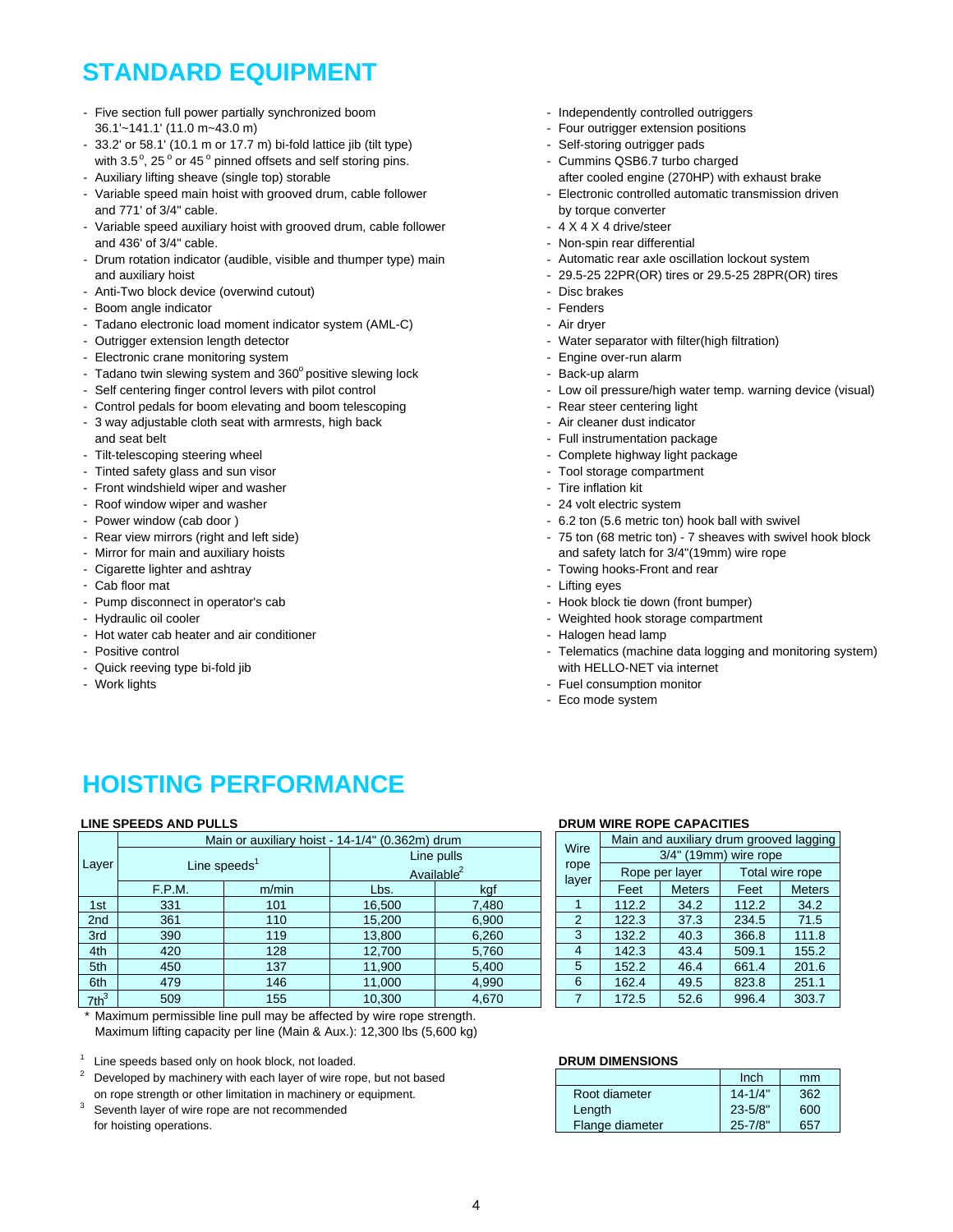## STANDARD EQUIPMENT

- Five section full power partially synchronized boom 36.1'~141.1' (11.0 m~43.0 m)
- 33.2' or 58.1' (10.1 m or 17.7 m) bi-fold lattice jib (tilt type) with 3.5°, 25° or 45° pinned offsets and self storing pins.
- Auxiliary lifting sheave (single top) storable
- Variable speed main hoist with grooved drum, cable follower and 771' of 3/4" cable.
- Variable speed auxiliary hoist with grooved drum, cable follower and 436' of 3/4" cable.
- Drum rotation indicator (audible, visible and thumper type) main and auxiliary hoist
- Anti-Two block device (overwind cutout)
- Boom angle indicator
- Tadano electronic load moment indicator system (AML-C)
- Outrigger extension length detector
- Electronic crane monitoring system
- Tadano twin slewing system and 360° positive slewing lock
- Self centering finger control levers with pilot control
- Control pedals for boom elevating and boom telescoping
- 3 way adjustable cloth seat with armrests, high back and seat belt
- Tilt-telescoping steering wheel
- Tinted safety glass and sun visor
- Front windshield wiper and washer
- Roof window wiper and washer
- Power window (cab door )
- Rear view mirrors (right and left side)
- Mirror for main and auxiliary hoists
- Cigarette lighter and ashtray
- Cab floor mat
- Pump disconnect in operator's cab
- Hydraulic oil cooler
- Hot water cab heater and air conditioner
- Positive control
- Quick reeving type bi-fold jib
- Work lights
- Independently controlled outriggers
- Four outrigger extension positions
- Self-storing outrigger pads
- Cummins QSB6.7 turbo charged after cooled engine (270HP) with exhaust brake
- Electronic controlled automatic transmission driven by torque converter
- 4 X 4 X 4 drive/steer
- Non-spin rear differential
- Automatic rear axle oscillation lockout system
- 29.5-25 22PR(OR) tires or 29.5-25 28PR(OR) tires
- Disc brakes
- Fenders
- Air dryer
- Water separator with filter(high filtration)
- Engine over-run alarm
- Back-up alarm
- Low oil pressure/high water temp. warning device (visual)
- Rear steer centering light
- Air cleaner dust indicator
- Full instrumentation package
- Complete highway light package
- Tool storage compartment
- Tire inflation kit
- 24 volt electric system
- 6.2 ton (5.6 metric ton) hook ball with swivel
- 75 ton (68 metric ton) - 7 sheaves with swivel hook block and safety latch for 3/4"(19mm) wire rope
- Towing hooks-Front and rear
- Lifting eyes
- Hook block tie down (front bumper)
- Weighted hook storage compartment
- Halogen head lamp
- Telematics (machine data logging and monitoring system) with HELLO-NET via internet
- Fuel consumption monitor
- Eco mode system

## HOISTING PERFORMANCE

**LINE SPEEDS AND PULLS**

| Layer | Main or auxiliary hoist - 14-1/4" (0.362m) drum | | | |
|---|---|---|---|---|
| | Line speeds[1] | | Line pulls Available[2] | |
| | F.P.M. | m/min | Lbs. | kgf |
| 1st | 331 | 101 | 16,500 | 7,480 |
| 2nd | 361 | 110 | 15,200 | 6,900 |
| 3rd | 390 | 119 | 13,800 | 6,260 |
| 4th | 420 | 128 | 12,700 | 5,760 |
| 5th | 450 | 137 | 11,900 | 5,400 |
| 6th | 479 | 146 | 11,000 | 4,990 |
| 7th[3] | 509 | 155 | 10,300 | 4,670 |

\* Maximum permissible line pull may be affected by wire rope strength.
Maximum lifting capacity per line (Main & Aux.): 12,300 lbs (5,600 kg)

[1] Line speeds based only on hook block, not loaded.
[2] Developed by machinery with each layer of wire rope, but not based on rope strength or other limitation in machinery or equipment.
[3] Seventh layer of wire rope are not recommended for hoisting operations.

**DRUM WIRE ROPE CAPACITIES**

| Wire rope layer | Main and auxiliary drum grooved lagging 3/4" (19mm) wire rope | | | |
|---|---|---|---|---|
| | Rope per layer | | Total wire rope | |
| | Feet | Meters | Feet | Meters |
| 1 | 112.2 | 34.2 | 112.2 | 34.2 |
| 2 | 122.3 | 37.3 | 234.5 | 71.5 |
| 3 | 132.2 | 40.3 | 366.8 | 111.8 |
| 4 | 142.3 | 43.4 | 509.1 | 155.2 |
| 5 | 152.2 | 46.4 | 661.4 | 201.6 |
| 6 | 162.4 | 49.5 | 823.8 | 251.1 |
| 7 | 172.5 | 52.6 | 996.4 | 303.7 |

**DRUM DIMENSIONS**

| | Inch | mm |
|---|---|---|
| Root diameter | 14-1/4" | 362 |
| Length | 23-5/8" | 600 |
| Flange diameter | 25-7/8" | 657 |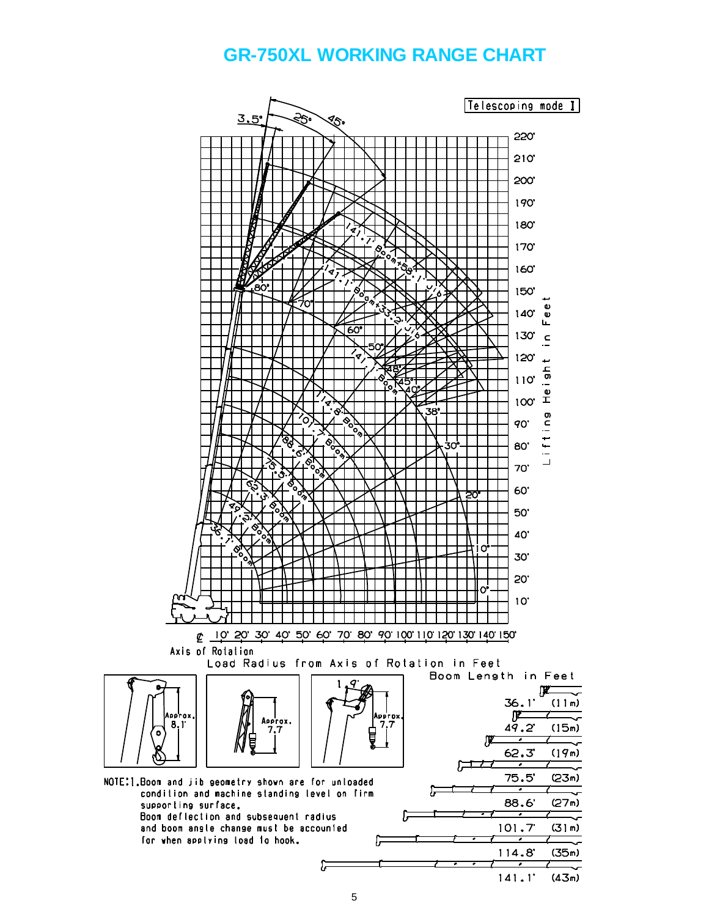# GR-750XL WORKING RANGE CHART

Telescoping mode I

Lifting Height in Feet

Axis of Rotation

Load Radius from Axis of Rotation in Feet

Boom Length in Feet

- 36.1' (11m)
- 49.2' (15m)
- 62.3' (19m)
- 75.5' (23m)
- 88.6' (27m)
- 101.7' (31m)
- 114.8' (35m)
- 141.1' (43m)

Approx. 8.1'

Approx. 7.7

1.9'

Approx. 7.7

NOTE:1.Boom and jib geometry shown are for unloaded condition and machine standing level on firm supporting surface.
Boom deflection and subsequent radius and boom angle change must be accounted for when applying load to hook.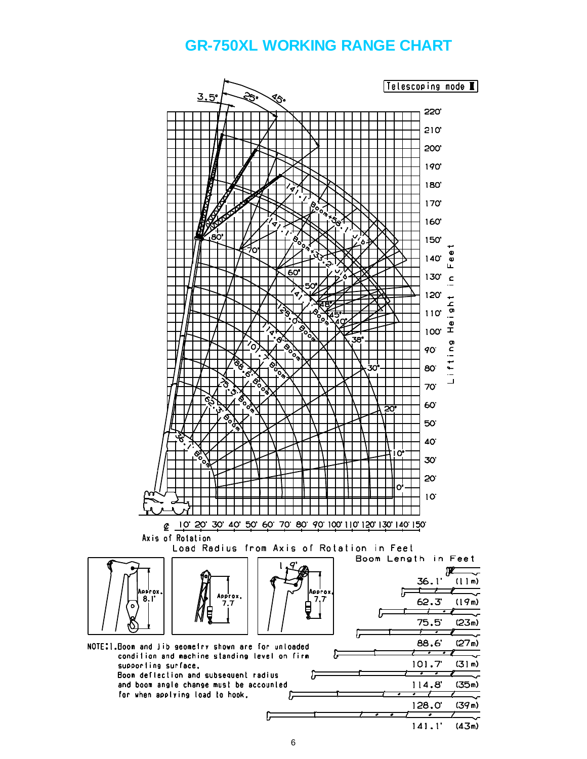# GR-750XL WORKING RANGE CHART

Telescoping mode II

Lifting Height in Feet

Load Radius from Axis of Rotation in Feet

Axis of Rotation

Boom Length in Feet

| Boom Length |  |
|---|---|
| 36.1' | (11m) |
| 62.3' | (19m) |
| 75.5' | (23m) |
| 88.6' | (27m) |
| 101.7' | (31m) |
| 114.8' | (35m) |
| 128.0' | (39m) |
| 141.1' | (43m) |

141.1' Boom+58.1' Jib

141.1' Boom+33.2' Jib

Approx. 8.1'

Approx. 7.7

Approx. 7.7

1.9'

NOTE: 1. Boom and jib geometry shown are for unloaded condition and machine standing level on firm supporting surface.
Boom deflection and subsequent radius and boom angle change must be accounted for when applying load to hook.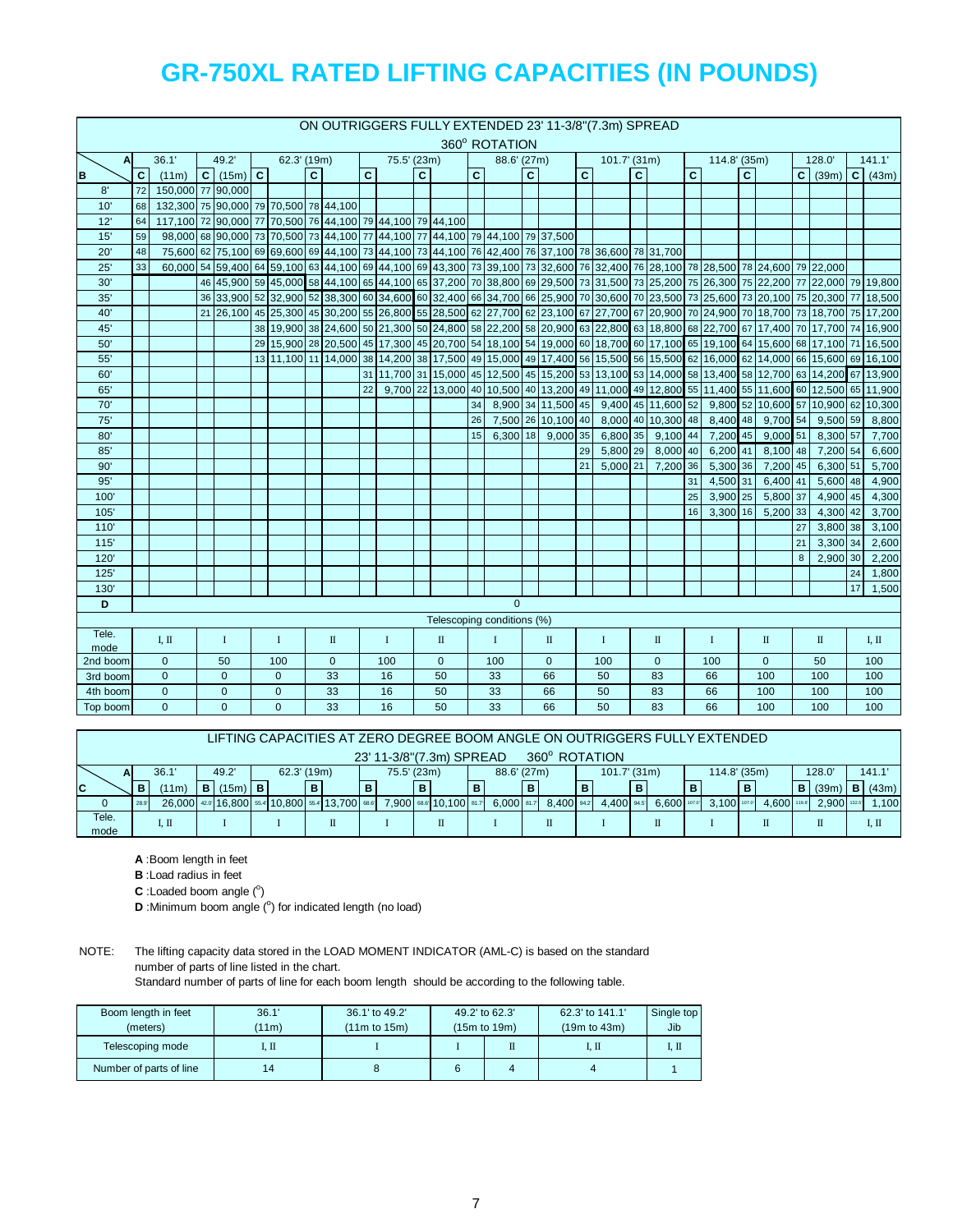# GR-750XL RATED LIFTING CAPACITIES (IN POUNDS)

**ON OUTRIGGERS FULLY EXTENDED 23' 11-3/8"(7.3m) SPREAD**
**360° ROTATION**

| A → / B ↓ | 36.1' | (11m) | 49.2' | (15m) | 62.3' (19m) | | | | 75.5' (23m) | | | | 88.6' (27m) | | | | 101.7' (31m) | | | | 114.8' (35m) | | | | 128.0' | (39m) | 141.1' | (43m) |
|---|---|---|---|---|---|---|---|---|---|---|---|---|---|---|---|---|---|---|---|---|---|---|---|---|---|---|---|---|
| B | C | | C | | C | | C | | C | | C | | C | | C | | C | | C | | C | | C | | C | | C | |
| 8' | 72 | 150,000 | 77 | 90,000 | | | | | | | | | | | | | | | | | | | | | | | | |
| 10' | 68 | 132,300 | 75 | 90,000 | 79 | 70,500 | 78 | 44,100 | | | | | | | | | | | | | | | | | | | | |
| 12' | 64 | 117,100 | 72 | 90,000 | 77 | 70,500 | 76 | 44,100 | 79 | 44,100 | 79 | 44,100 | | | | | | | | | | | | | | | | |
| 15' | 59 | 98,000 | 68 | 90,000 | 73 | 70,500 | 73 | 44,100 | 77 | 44,100 | 77 | 44,100 | 79 | 44,100 | 79 | 37,500 | | | | | | | | | | | | |
| 20' | 48 | 75,600 | 62 | 75,100 | 69 | 69,600 | 69 | 44,100 | 73 | 44,100 | 73 | 44,100 | 76 | 42,400 | 76 | 37,100 | 78 | 36,600 | 78 | 31,700 | | | | | | | | |
| 25' | 33 | 60,000 | 54 | 59,400 | 64 | 59,100 | 63 | 44,100 | 69 | 44,100 | 69 | 43,300 | 73 | 39,100 | 73 | 32,600 | 76 | 32,400 | 76 | 28,100 | 78 | 28,500 | 78 | 24,600 | 79 | 22,000 | | |
| 30' | | | 46 | 45,900 | 59 | 45,000 | 58 | 44,100 | 65 | 44,100 | 65 | 37,200 | 70 | 38,800 | 69 | 29,500 | 73 | 31,500 | 73 | 25,200 | 75 | 26,300 | 75 | 22,200 | 77 | 22,000 | 79 | 19,800 |
| 35' | | | 36 | 33,900 | 52 | 32,900 | 52 | 38,300 | 60 | 34,600 | 60 | 32,400 | 66 | 34,700 | 66 | 25,900 | 70 | 30,600 | 70 | 23,500 | 73 | 25,600 | 73 | 20,100 | 75 | 20,300 | 77 | 18,500 |
| 40' | | | 21 | 26,100 | 45 | 25,300 | 45 | 30,200 | 55 | 26,800 | 55 | 28,500 | 62 | 27,700 | 62 | 23,100 | 67 | 27,700 | 67 | 20,900 | 70 | 24,900 | 70 | 18,700 | 73 | 18,700 | 75 | 17,200 |
| 45' | | | | | 38 | 19,900 | 38 | 24,600 | 50 | 21,300 | 50 | 24,800 | 58 | 22,200 | 58 | 20,900 | 63 | 22,800 | 63 | 18,800 | 68 | 22,700 | 67 | 17,400 | 70 | 17,700 | 74 | 16,900 |
| 50' | | | | | 29 | 15,900 | 28 | 20,500 | 45 | 17,300 | 45 | 20,700 | 54 | 18,100 | 54 | 19,000 | 60 | 18,700 | 60 | 17,100 | 65 | 19,100 | 64 | 15,600 | 68 | 17,100 | 71 | 16,500 |
| 55' | | | | | 13 | 11,100 | 11 | 14,000 | 38 | 14,200 | 38 | 17,500 | 49 | 15,000 | 49 | 17,400 | 56 | 15,500 | 56 | 15,500 | 62 | 16,000 | 62 | 14,000 | 66 | 15,600 | 69 | 16,100 |
| 60' | | | | | | | | | 31 | 11,700 | 31 | 15,000 | 45 | 12,500 | 45 | 15,200 | 53 | 13,100 | 53 | 14,000 | 58 | 13,400 | 58 | 12,700 | 63 | 14,200 | 67 | 13,900 |
| 65' | | | | | | | | | 22 | 9,700 | 22 | 13,000 | 40 | 10,500 | 40 | 13,200 | 49 | 11,000 | 49 | 12,800 | 55 | 11,400 | 55 | 11,600 | 60 | 12,500 | 65 | 11,900 |
| 70' | | | | | | | | | | | | | 34 | 8,900 | 34 | 11,500 | 45 | 9,400 | 45 | 11,600 | 52 | 9,800 | 52 | 10,600 | 57 | 10,900 | 62 | 10,300 |
| 75' | | | | | | | | | | | | | 26 | 7,500 | 26 | 10,100 | 40 | 8,000 | 40 | 10,300 | 48 | 8,400 | 48 | 9,700 | 54 | 9,500 | 59 | 8,800 |
| 80' | | | | | | | | | | | | | 15 | 6,300 | 18 | 9,000 | 35 | 6,800 | 35 | 9,100 | 44 | 7,200 | 45 | 9,000 | 51 | 8,300 | 57 | 7,700 |
| 85' | | | | | | | | | | | | | | | | | 29 | 5,800 | 29 | 8,000 | 40 | 6,200 | 41 | 8,100 | 48 | 7,200 | 54 | 6,600 |
| 90' | | | | | | | | | | | | | | | | | 21 | 5,000 | 21 | 7,200 | 36 | 5,300 | 36 | 7,200 | 45 | 6,300 | 51 | 5,700 |
| 95' | | | | | | | | | | | | | | | | | | | | | 31 | 4,500 | 31 | 6,400 | 41 | 5,600 | 48 | 4,900 |
| 100' | | | | | | | | | | | | | | | | | | | | | 25 | 3,900 | 25 | 5,800 | 37 | 4,900 | 45 | 4,300 |
| 105' | | | | | | | | | | | | | | | | | | | | | 16 | 3,300 | 16 | 5,200 | 33 | 4,300 | 42 | 3,700 |
| 110' | | | | | | | | | | | | | | | | | | | | | | | | | 27 | 3,800 | 38 | 3,100 |
| 115' | | | | | | | | | | | | | | | | | | | | | | | | | 21 | 3,300 | 34 | 2,600 |
| 120' | | | | | | | | | | | | | | | | | | | | | | | | | 8 | 2,900 | 30 | 2,200 |
| 125' | | | | | | | | | | | | | | | | | | | | | | | | | | | 24 | 1,800 |
| 130' | | | | | | | | | | | | | | | | | | | | | | | | | | | 17 | 1,500 |
| D | 0 | | | | | | | | | | | | | | | | | | | | | | | | | | | |

**Telescoping conditions (%)**

| Tele. mode | I, II | I | I | II | I | II | I | II | I | II | I | II | II | I, II |
|---|---|---|---|---|---|---|---|---|---|---|---|---|---|---|
| 2nd boom | 0 | 50 | 100 | 0 | 100 | 0 | 100 | 0 | 100 | 0 | 100 | 0 | 50 | 100 |
| 3rd boom | 0 | 0 | 0 | 33 | 16 | 50 | 33 | 66 | 50 | 83 | 66 | 100 | 100 | 100 |
| 4th boom | 0 | 0 | 0 | 33 | 16 | 50 | 33 | 66 | 50 | 83 | 66 | 100 | 100 | 100 |
| Top boom | 0 | 0 | 0 | 33 | 16 | 50 | 33 | 66 | 50 | 83 | 66 | 100 | 100 | 100 |

**LIFTING CAPACITIES AT ZERO DEGREE BOOM ANGLE ON OUTRIGGERS FULLY EXTENDED**
**23' 11-3/8"(7.3m) SPREAD 360° ROTATION**

| A → / C ↓ | 36.1' | (11m) | 49.2' | (15m) | 62.3' (19m) | | | | 75.5' (23m) | | | | 88.6' (27m) | | | | 101.7' (31m) | | | | 114.8' (35m) | | | | 128.0' | (39m) | 141.1' | (43m) |
|---|---|---|---|---|---|---|---|---|---|---|---|---|---|---|---|---|---|---|---|---|---|---|---|---|---|---|---|---|
| C | B | | B | | B | | B | | B | | B | | B | | B | | B | | B | | B | | B | | B | | B | |
| 0 | 28.9' | 26,000 | 42.0' | 16,800 | 55.4' | 10,800 | 55.4' | 13,700 | 68.6' | 7,900 | 68.6' | 10,100 | 81.7' | 6,000 | 81.7' | 8,400 | 94.2' | 4,400 | 94.5' | 6,600 | 107.0' | 3,100 | 107.0' | 4,600 | 119.8' | 2,900 | 132.9' | 1,100 |
| Tele. mode | I, II | | I | | I | | II | | I | | II | | I | | II | | I | | II | | I | | II | | II | | I, II | |

**A** :Boom length in feet
**B** :Load radius in feet
**C** :Loaded boom angle (°)
**D** :Minimum boom angle (°) for indicated length (no load)

NOTE: The lifting capacity data stored in the LOAD MOMENT INDICATOR (AML-C) is based on the standard number of parts of line listed in the chart.
Standard number of parts of line for each boom length should be according to the following table.

| Boom length in feet (meters) | 36.1' (11m) | 36.1' to 49.2' (11m to 15m) | 49.2' to 62.3' (15m to 19m) | | 62.3' to 141.1' (19m to 43m) | Single top Jib |
|---|---|---|---|---|---|---|
| Telescoping mode | I, II | I | I | II | I, II | I, II |
| Number of parts of line | 14 | 8 | 6 | 4 | 4 | 1 |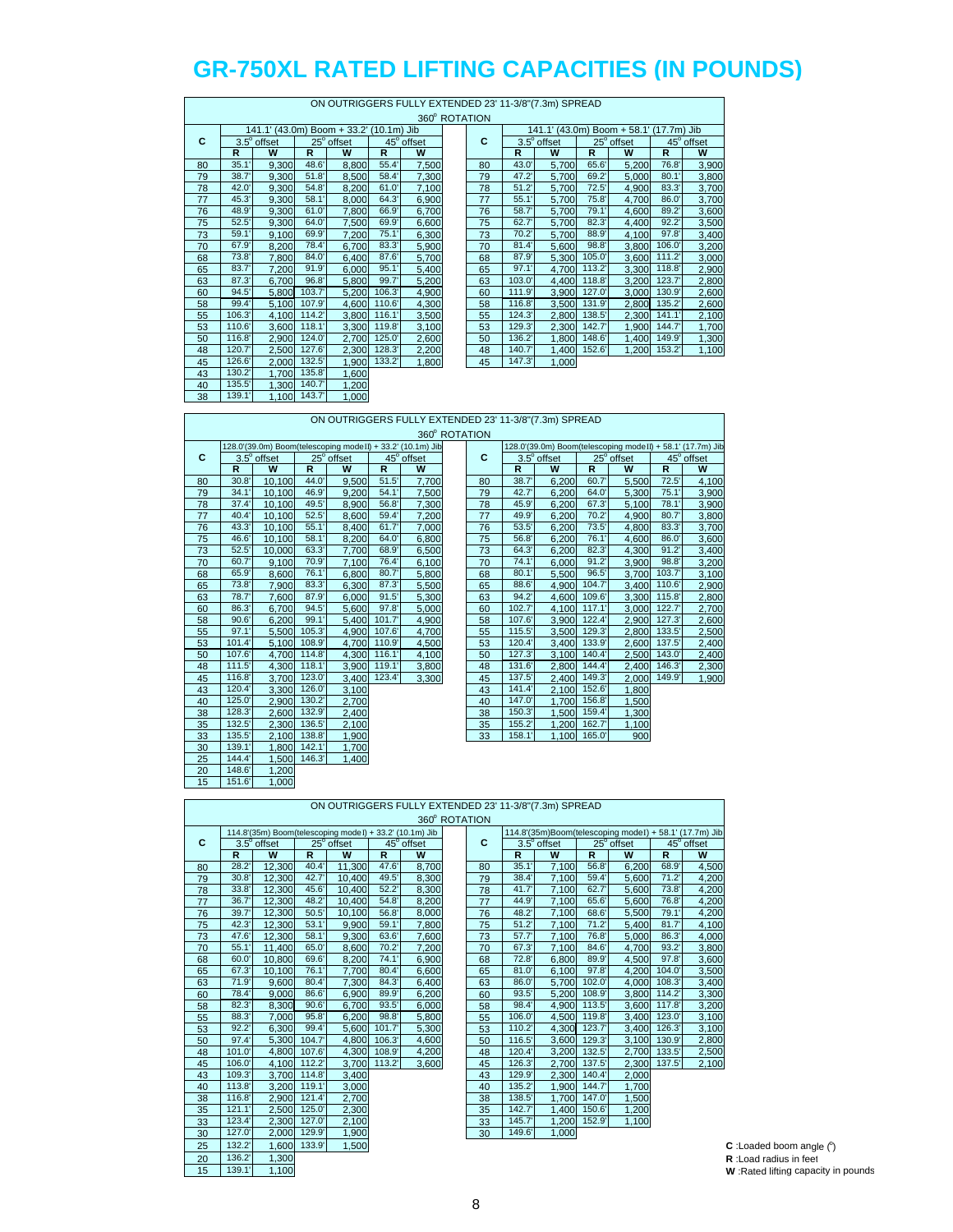# GR-750XL RATED LIFTING CAPACITIES (IN POUNDS)

ON OUTRIGGERS FULLY EXTENDED 23' 11-3/8"(7.3m) SPREAD

360° ROTATION

| C | 141.1' (43.0m) Boom + 33.2' (10.1m) Jib | | | | | | | C | 141.1' (43.0m) Boom + 58.1' (17.7m) Jib | | | | | |
|---|---|---|---|---|---|---|---|---|---|---|---|---|---|---|
| | 3.5° offset | | 25° offset | | 45° offset | | | | 3.5° offset | | 25° offset | | 45° offset | |
| | R | W | R | W | R | W | | | R | W | R | W | R | W |
| 80 | 35.1' | 9,300 | 48.6' | 8,800 | 55.4' | 7,500 | | 80 | 43.0' | 5,700 | 65.6' | 5,200 | 76.8' | 3,900 |
| 79 | 38.7' | 9,300 | 51.8' | 8,500 | 58.4' | 7,300 | | 79 | 47.2' | 5,700 | 69.2' | 5,000 | 80.1' | 3,800 |
| 78 | 42.0' | 9,300 | 54.8' | 8,200 | 61.0' | 7,100 | | 78 | 51.2' | 5,700 | 72.5' | 4,900 | 83.3' | 3,700 |
| 77 | 45.3' | 9,300 | 58.1' | 8,000 | 64.3' | 6,900 | | 77 | 55.1' | 5,700 | 75.8' | 4,700 | 86.0' | 3,700 |
| 76 | 48.9' | 9,300 | 61.0' | 7,800 | 66.9' | 6,700 | | 76 | 58.7' | 5,700 | 79.1' | 4,600 | 89.2' | 3,600 |
| 75 | 52.5' | 9,300 | 64.0' | 7,500 | 69.9' | 6,600 | | 75 | 62.7' | 5,700 | 82.3' | 4,400 | 92.2' | 3,500 |
| 73 | 59.1' | 9,100 | 69.9' | 7,200 | 75.1' | 6,300 | | 73 | 70.2' | 5,700 | 88.9' | 4,100 | 97.8' | 3,400 |
| 70 | 67.9' | 8,200 | 78.4' | 6,700 | 83.3' | 5,900 | | 70 | 81.4' | 5,600 | 98.8' | 3,800 | 106.0' | 3,200 |
| 68 | 73.8' | 7,800 | 84.0' | 6,400 | 87.6' | 5,700 | | 68 | 87.9' | 5,300 | 105.0' | 3,600 | 111.2' | 3,000 |
| 65 | 83.7' | 7,200 | 91.9' | 6,000 | 95.1' | 5,400 | | 65 | 97.1' | 4,700 | 113.2' | 3,300 | 118.8' | 2,900 |
| 63 | 87.3' | 6,700 | 96.8' | 5,800 | 99.7' | 5,200 | | 63 | 103.0' | 4,400 | 118.8' | 3,200 | 123.7' | 2,800 |
| 60 | 94.5' | 5,800 | 103.7' | 5,200 | 106.3' | 4,900 | | 60 | 111.9' | 3,900 | 127.0' | 3,000 | 130.9' | 2,600 |
| 58 | 99.4' | 5,100 | 107.9' | 4,600 | 110.6' | 4,300 | | 58 | 116.8' | 3,500 | 131.9' | 2,800 | 135.2' | 2,600 |
| 55 | 106.3' | 4,100 | 114.2' | 3,800 | 116.1' | 3,500 | | 55 | 124.3' | 2,800 | 138.5' | 2,300 | 141.1' | 2,100 |
| 53 | 110.6' | 3,600 | 118.1' | 3,300 | 119.8' | 3,100 | | 53 | 129.3' | 2,300 | 142.7' | 1,900 | 144.7' | 1,700 |
| 50 | 116.8' | 2,900 | 124.0' | 2,700 | 125.0' | 2,600 | | 50 | 136.2' | 1,800 | 148.6' | 1,400 | 149.9' | 1,300 |
| 48 | 120.7' | 2,500 | 127.6' | 2,300 | 128.3' | 2,200 | | 48 | 140.7' | 1,400 | 152.6' | 1,200 | 153.2' | 1,100 |
| 45 | 126.6' | 2,000 | 132.5' | 1,900 | 133.2' | 1,800 | | 45 | 147.3' | 1,000 | | | | |
| 43 | 130.2' | 1,700 | 135.8' | 1,600 | | | | | | | | | | |
| 40 | 135.5' | 1,300 | 140.7' | 1,200 | | | | | | | | | | |
| 38 | 139.1' | 1,100 | 143.7' | 1,000 | | | | | | | | | | |

ON OUTRIGGERS FULLY EXTENDED 23' 11-3/8"(7.3m) SPREAD

360° ROTATION

| C | 128.0'(39.0m) Boom(telescoping mode II) + 33.2' (10.1m) Jib | | | | | | | C | 128.0'(39.0m) Boom(telescoping mode II) + 58.1' (17.7m) Jib | | | | | |
|---|---|---|---|---|---|---|---|---|---|---|---|---|---|---|
| | 3.5° offset | | 25° offset | | 45° offset | | | | 3.5° offset | | 25° offset | | 45° offset | |
| | R | W | R | W | R | W | | | R | W | R | W | R | W |
| 80 | 30.8' | 10,100 | 44.0' | 9,500 | 51.5' | 7,700 | | 80 | 38.7' | 6,200 | 60.7' | 5,500 | 72.5' | 4,100 |
| 79 | 34.1' | 10,100 | 46.9' | 9,200 | 54.1' | 7,500 | | 79 | 42.7' | 6,200 | 64.0' | 5,300 | 75.1' | 3,900 |
| 78 | 37.4' | 10,100 | 49.5' | 8,900 | 56.8' | 7,300 | | 78 | 45.9' | 6,200 | 67.3' | 5,100 | 78.1' | 3,900 |
| 77 | 40.4' | 10,100 | 52.5' | 8,600 | 59.4' | 7,200 | | 77 | 49.9' | 6,200 | 70.2' | 4,900 | 80.7' | 3,800 |
| 76 | 43.3' | 10,100 | 55.1' | 8,400 | 61.7' | 7,000 | | 76 | 53.5' | 6,200 | 73.5' | 4,800 | 83.3' | 3,700 |
| 75 | 46.6' | 10,100 | 58.1' | 8,200 | 64.0' | 6,800 | | 75 | 56.8' | 6,200 | 76.1' | 4,600 | 86.0' | 3,600 |
| 73 | 52.5' | 10,000 | 63.3' | 7,700 | 68.9' | 6,500 | | 73 | 64.3' | 6,200 | 82.3' | 4,300 | 91.2' | 3,400 |
| 70 | 60.7' | 9,100 | 70.9' | 7,100 | 76.4' | 6,100 | | 70 | 74.1' | 6,000 | 91.2' | 3,900 | 98.8' | 3,200 |
| 68 | 65.9' | 8,600 | 76.1' | 6,800 | 80.7' | 5,800 | | 68 | 80.1' | 5,500 | 96.5' | 3,700 | 103.7' | 3,100 |
| 65 | 73.8' | 7,900 | 83.3' | 6,300 | 87.3' | 5,500 | | 65 | 88.6' | 4,900 | 104.7' | 3,400 | 110.6' | 2,900 |
| 63 | 78.7' | 7,600 | 87.9' | 6,000 | 91.5' | 5,300 | | 63 | 94.2' | 4,600 | 109.6' | 3,300 | 115.8' | 2,800 |
| 60 | 86.3' | 6,700 | 94.5' | 5,600 | 97.8' | 5,000 | | 60 | 102.7' | 4,100 | 117.1' | 3,000 | 122.7' | 2,700 |
| 58 | 90.6' | 6,200 | 99.1' | 5,400 | 101.7' | 4,900 | | 58 | 107.6' | 3,900 | 122.4' | 2,900 | 127.3' | 2,600 |
| 55 | 97.1' | 5,500 | 105.3' | 4,900 | 107.6' | 4,700 | | 55 | 115.5' | 3,500 | 129.3' | 2,800 | 133.5' | 2,500 |
| 53 | 101.4' | 5,100 | 108.9' | 4,700 | 110.9' | 4,500 | | 53 | 120.4' | 3,400 | 133.9' | 2,600 | 137.5' | 2,400 |
| 50 | 107.6' | 4,700 | 114.8' | 4,300 | 116.1' | 4,100 | | 50 | 127.3' | 3,100 | 140.4' | 2,500 | 143.0' | 2,400 |
| 48 | 111.5' | 4,300 | 118.1' | 3,900 | 119.1' | 3,800 | | 48 | 131.6' | 2,800 | 144.4' | 2,400 | 146.3' | 2,300 |
| 45 | 116.8' | 3,700 | 123.0' | 3,400 | 123.4' | 3,300 | | 45 | 137.5' | 2,400 | 149.3' | 2,000 | 149.9' | 1,900 |
| 43 | 120.4' | 3,300 | 126.0' | 3,100 | | | | 43 | 141.4' | 2,100 | 152.6' | 1,800 | | |
| 40 | 125.0' | 2,900 | 130.2' | 2,700 | | | | 40 | 147.0' | 1,700 | 156.8' | 1,500 | | |
| 38 | 128.3' | 2,600 | 132.9' | 2,400 | | | | 38 | 150.3' | 1,500 | 159.4' | 1,300 | | |
| 35 | 132.5' | 2,300 | 136.5' | 2,100 | | | | 35 | 155.2' | 1,200 | 162.7' | 1,100 | | |
| 33 | 135.5' | 2,100 | 138.8' | 1,900 | | | | 33 | 158.1' | 1,100 | 165.0' | 900 | | |
| 30 | 139.1' | 1,800 | 142.1' | 1,700 | | | | | | | | | | |
| 25 | 144.4' | 1,500 | 146.3' | 1,400 | | | | | | | | | | |
| 20 | 148.6' | 1,200 | | | | | | | | | | | | |
| 15 | 151.6' | 1,000 | | | | | | | | | | | | |

ON OUTRIGGERS FULLY EXTENDED 23' 11-3/8"(7.3m) SPREAD

360° ROTATION

| C | 114.8'(35m) Boom(telescoping mode I) + 33.2' (10.1m) Jib | | | | | | | C | 114.8'(35m)Boom(telescoping mode I) + 58.1' (17.7m) Jib | | | | | |
|---|---|---|---|---|---|---|---|---|---|---|---|---|---|---|
| | 3.5° offset | | 25° offset | | 45° offset | | | | 3.5° offset | | 25° offset | | 45° offset | |
| | R | W | R | W | R | W | | | R | W | R | W | R | W |
| 80 | 28.2' | 12,300 | 40.4' | 11,300 | 47.6' | 8,700 | | 80 | 35.1' | 7,100 | 56.8' | 6,200 | 68.9' | 4,500 |
| 79 | 30.8' | 12,300 | 42.7' | 10,400 | 49.5' | 8,300 | | 79 | 38.4' | 7,100 | 59.4' | 5,600 | 71.2' | 4,200 |
| 78 | 33.8' | 12,300 | 45.6' | 10,400 | 52.2' | 8,300 | | 78 | 41.7' | 7,100 | 62.7' | 5,600 | 73.8' | 4,200 |
| 77 | 36.7' | 12,300 | 48.2' | 10,400 | 54.8' | 8,200 | | 77 | 44.9' | 7,100 | 65.6' | 5,600 | 76.8' | 4,200 |
| 76 | 39.7' | 12,300 | 50.5' | 10,100 | 56.8' | 8,000 | | 76 | 48.2' | 7,100 | 68.6' | 5,500 | 79.1' | 4,200 |
| 75 | 42.3' | 12,300 | 53.1' | 9,900 | 59.1' | 7,800 | | 75 | 51.2' | 7,100 | 71.2' | 5,400 | 81.7' | 4,100 |
| 73 | 47.6' | 12,300 | 58.1' | 9,300 | 63.6' | 7,600 | | 73 | 57.7' | 7,100 | 76.8' | 5,000 | 86.3' | 4,000 |
| 70 | 55.1' | 11,400 | 65.0' | 8,600 | 70.2' | 7,200 | | 70 | 67.3' | 7,100 | 84.6' | 4,700 | 93.2' | 3,800 |
| 68 | 60.0' | 10,800 | 69.6' | 8,200 | 74.1' | 6,900 | | 68 | 72.8' | 6,800 | 89.9' | 4,500 | 97.8' | 3,600 |
| 65 | 67.3' | 10,100 | 76.1' | 7,700 | 80.4' | 6,600 | | 65 | 81.0' | 6,100 | 97.8' | 4,200 | 104.0' | 3,500 |
| 63 | 71.9' | 9,600 | 80.4' | 7,300 | 84.3' | 6,400 | | 63 | 86.0' | 5,700 | 102.0' | 4,000 | 108.3' | 3,400 |
| 60 | 78.4' | 9,000 | 86.6' | 6,900 | 89.9' | 6,200 | | 60 | 93.5' | 5,200 | 108.9' | 3,800 | 114.2' | 3,300 |
| 58 | 82.3' | 8,300 | 90.6' | 6,700 | 93.5' | 6,000 | | 58 | 98.4' | 4,900 | 113.5' | 3,600 | 117.8' | 3,200 |
| 55 | 88.3' | 7,000 | 95.8' | 6,200 | 98.8' | 5,800 | | 55 | 106.0' | 4,500 | 119.8' | 3,400 | 123.0' | 3,100 |
| 53 | 92.2' | 6,300 | 99.4' | 5,600 | 101.7' | 5,300 | | 53 | 110.2' | 4,300 | 123.7' | 3,400 | 126.3' | 3,100 |
| 50 | 97.4' | 5,300 | 104.7' | 4,800 | 106.3' | 4,600 | | 50 | 116.5' | 3,600 | 129.3' | 3,100 | 130.9' | 2,800 |
| 48 | 101.0' | 4,800 | 107.6' | 4,300 | 108.9' | 4,200 | | 48 | 120.4' | 3,200 | 132.5' | 2,700 | 133.5' | 2,500 |
| 45 | 106.0' | 4,100 | 112.2' | 3,700 | 113.2' | 3,600 | | 45 | 126.3' | 2,700 | 137.5' | 2,300 | 137.5' | 2,100 |
| 43 | 109.3' | 3,700 | 114.8' | 3,400 | | | | 43 | 129.9' | 2,300 | 140.4' | 2,000 | | |
| 40 | 113.8' | 3,200 | 119.1' | 3,000 | | | | 40 | 135.2' | 1,900 | 144.7' | 1,700 | | |
| 38 | 116.8' | 2,900 | 121.4' | 2,700 | | | | 38 | 138.5' | 1,700 | 147.0' | 1,500 | | |
| 35 | 121.1' | 2,500 | 125.0' | 2,300 | | | | 35 | 142.7' | 1,400 | 150.6' | 1,200 | | |
| 33 | 123.4' | 2,300 | 127.0' | 2,100 | | | | 33 | 145.7' | 1,200 | 152.9' | 1,100 | | |
| 30 | 127.0' | 2,000 | 129.9' | 1,900 | | | | 30 | 149.6' | 1,000 | | | | |
| 25 | 132.2' | 1,600 | 133.9' | 1,500 | | | | | | | | | | |
| 20 | 136.2' | 1,300 | | | | | | | | | | | | |
| 15 | 139.1' | 1,100 | | | | | | | | | | | | |

**C** :Loaded boom angle (°)
**R** :Load radius in feet
**W** :Rated lifting capacity in pounds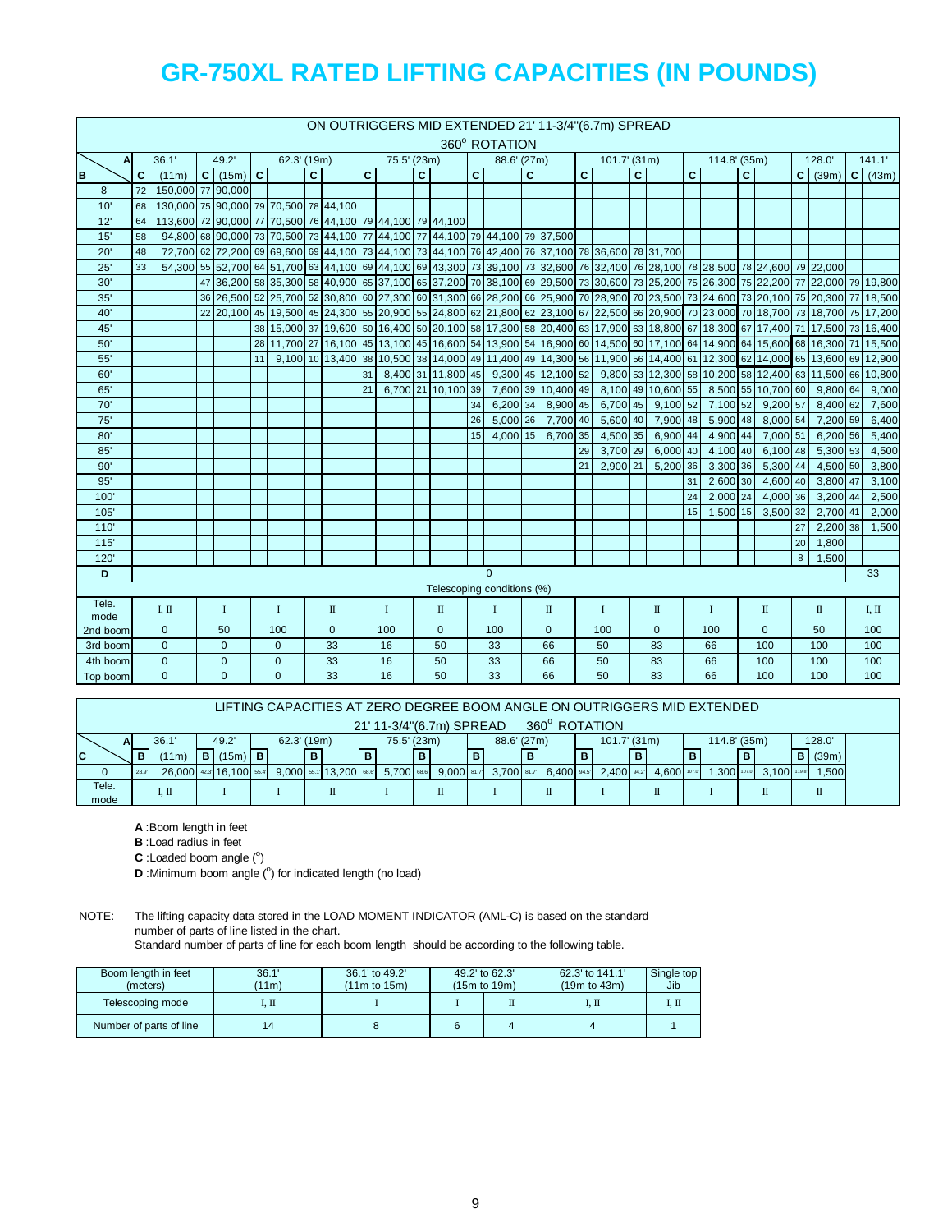# GR-750XL RATED LIFTING CAPACITIES (IN POUNDS)

ON OUTRIGGERS MID EXTENDED 21' 11-3/4"(6.7m) SPREAD

360° ROTATION

| A → / B ↓ | C | 36.1' (11m) | C | 49.2' (15m) | C | 62.3' (19m) | C | 62.3' (19m) | C | 75.5' (23m) | C | 75.5' (23m) | C | 88.6' (27m) | C | 88.6' (27m) | C | 101.7' (31m) | C | 101.7' (31m) | C | 114.8' (35m) | C | 114.8' (35m) | C | 128.0' (39m) | C | 141.1' (43m) |
|---|---|---|---|---|---|---|---|---|---|---|---|---|---|---|---|---|---|---|---|---|---|---|---|---|---|---|---|---|
| 8' | 72 | 150,000 | 77 | 90,000 | | | | | | | | | | | | | | | | | | | | | | | | |
| 10' | 68 | 130,000 | 75 | 90,000 | 79 | 70,500 | 78 | 44,100 | | | | | | | | | | | | | | | | | | | | |
| 12' | 64 | 113,600 | 72 | 90,000 | 77 | 70,500 | 76 | 44,100 | 79 | 44,100 | 79 | 44,100 | | | | | | | | | | | | | | | | |
| 15' | 58 | 94,800 | 68 | 90,000 | 73 | 70,500 | 73 | 44,100 | 77 | 44,100 | 77 | 44,100 | 79 | 44,100 | 79 | 37,500 | | | | | | | | | | | | |
| 20' | 48 | 72,700 | 62 | 72,200 | 69 | 69,600 | 69 | 44,100 | 73 | 44,100 | 73 | 44,100 | 76 | 42,400 | 76 | 37,100 | 78 | 36,600 | 78 | 31,700 | | | | | | | | |
| 25' | 33 | 54,300 | 55 | 52,700 | 64 | 51,700 | 63 | 44,100 | 69 | 44,100 | 69 | 43,300 | 73 | 39,100 | 73 | 32,600 | 76 | 32,400 | 76 | 28,100 | 78 | 28,500 | 78 | 24,600 | 79 | 22,000 | | |
| 30' | | | 47 | 36,200 | 58 | 35,300 | 58 | 40,900 | 65 | 37,100 | 65 | 37,200 | 70 | 38,100 | 69 | 29,500 | 73 | 30,600 | 73 | 25,200 | 75 | 26,300 | 75 | 22,200 | 77 | 22,000 | 79 | 19,800 |
| 35' | | | 36 | 26,500 | 52 | 25,700 | 52 | 30,800 | 60 | 27,300 | 60 | 31,300 | 66 | 28,200 | 66 | 25,900 | 70 | 28,900 | 70 | 23,500 | 73 | 24,600 | 73 | 20,100 | 75 | 20,300 | 77 | 18,500 |
| 40' | | | 22 | 20,100 | 45 | 19,500 | 45 | 24,300 | 55 | 20,900 | 55 | 24,800 | 62 | 21,800 | 62 | 23,100 | 67 | 22,500 | 66 | 20,900 | 70 | 23,000 | 70 | 18,700 | 73 | 18,700 | 75 | 17,200 |
| 45' | | | | | 38 | 15,000 | 37 | 19,600 | 50 | 16,400 | 50 | 20,100 | 58 | 17,300 | 58 | 20,400 | 63 | 17,900 | 63 | 18,800 | 67 | 18,300 | 67 | 17,400 | 71 | 17,500 | 73 | 16,400 |
| 50' | | | | | 28 | 11,700 | 27 | 16,100 | 45 | 13,100 | 45 | 16,600 | 54 | 13,900 | 54 | 16,900 | 60 | 14,500 | 60 | 17,100 | 64 | 14,900 | 64 | 15,600 | 68 | 16,300 | 71 | 15,500 |
| 55' | | | | | 11 | 9,100 | 10 | 13,400 | 38 | 10,500 | 38 | 14,000 | 49 | 11,400 | 49 | 14,300 | 56 | 11,900 | 56 | 14,400 | 61 | 12,300 | 62 | 14,000 | 65 | 13,600 | 69 | 12,900 |
| 60' | | | | | | | | | 31 | 8,400 | 31 | 11,800 | 45 | 9,300 | 45 | 12,100 | 52 | 9,800 | 53 | 12,300 | 58 | 10,200 | 58 | 12,400 | 63 | 11,500 | 66 | 10,800 |
| 65' | | | | | | | | | 21 | 6,700 | 21 | 10,100 | 39 | 7,600 | 39 | 10,400 | 49 | 8,100 | 49 | 10,600 | 55 | 8,500 | 55 | 10,700 | 60 | 9,800 | 64 | 9,000 |
| 70' | | | | | | | | | | | | | 34 | 6,200 | 34 | 8,900 | 45 | 6,700 | 45 | 9,100 | 52 | 7,100 | 52 | 9,200 | 57 | 8,400 | 62 | 7,600 |
| 75' | | | | | | | | | | | | | 26 | 5,000 | 26 | 7,700 | 40 | 5,600 | 40 | 7,900 | 48 | 5,900 | 48 | 8,000 | 54 | 7,200 | 59 | 6,400 |
| 80' | | | | | | | | | | | | | 15 | 4,000 | 15 | 6,700 | 35 | 4,500 | 35 | 6,900 | 44 | 4,900 | 44 | 7,000 | 51 | 6,200 | 56 | 5,400 |
| 85' | | | | | | | | | | | | | | | | | 29 | 3,700 | 29 | 6,000 | 40 | 4,100 | 40 | 6,100 | 48 | 5,300 | 53 | 4,500 |
| 90' | | | | | | | | | | | | | | | | | 21 | 2,900 | 21 | 5,200 | 36 | 3,300 | 36 | 5,300 | 44 | 4,500 | 50 | 3,800 |
| 95' | | | | | | | | | | | | | | | | | | | | | 31 | 2,600 | 30 | 4,600 | 40 | 3,800 | 47 | 3,100 |
| 100' | | | | | | | | | | | | | | | | | | | | | 24 | 2,000 | 24 | 4,000 | 36 | 3,200 | 44 | 2,500 |
| 105' | | | | | | | | | | | | | | | | | | | | | 15 | 1,500 | 15 | 3,500 | 32 | 2,700 | 41 | 2,000 |
| 110' | | | | | | | | | | | | | | | | | | | | | | | | | 27 | 2,200 | 38 | 1,500 |
| 115' | | | | | | | | | | | | | | | | | | | | | | | | | 20 | 1,800 | | |
| 120' | | | | | | | | | | | | | | | | | | | | | | | | | 8 | 1,500 | | |
| **D** | | 0 | | | | | | | | | | | | | | | | | | | | | | | | | | 33 |
| Telescoping conditions (%) | | | | | | | | | | | | | | | | | | | | | | | | | | | | |
| Tele. mode | | I, II | | I | | I | | II | | I | | II | | I | | II | | I | | II | | I | | II | | II | | I, II |
| 2nd boom | | 0 | | 50 | | 100 | | 0 | | 100 | | 0 | | 100 | | 0 | | 100 | | 0 | | 100 | | 0 | | 50 | | 100 |
| 3rd boom | | 0 | | 0 | | 0 | | 33 | | 16 | | 50 | | 33 | | 66 | | 50 | | 83 | | 66 | | 100 | | 100 | | 100 |
| 4th boom | | 0 | | 0 | | 0 | | 33 | | 16 | | 50 | | 33 | | 66 | | 50 | | 83 | | 66 | | 100 | | 100 | | 100 |
| Top boom | | 0 | | 0 | | 0 | | 33 | | 16 | | 50 | | 33 | | 66 | | 50 | | 83 | | 66 | | 100 | | 100 | | 100 |

LIFTING CAPACITIES AT ZERO DEGREE BOOM ANGLE ON OUTRIGGERS MID EXTENDED

21' 11-3/4"(6.7m) SPREAD 360° ROTATION

| A → / C ↓ | B | 36.1' (11m) | B | 49.2' (15m) | B | 62.3' (19m) | B | 62.3' (19m) | B | 75.5' (23m) | B | 75.5' (23m) | B | 88.6' (27m) | B | 88.6' (27m) | B | 101.7' (31m) | B | 101.7' (31m) | B | 114.8' (35m) | B | 114.8' (35m) | B | 128.0' (39m) |
|---|---|---|---|---|---|---|---|---|---|---|---|---|---|---|---|---|---|---|---|---|---|---|---|---|---|---|
| 0 | 28.9' | 26,000 | 42.3' | 16,100 | 55.4' | 9,000 | 55.1' | 13,200 | 68.6' | 5,700 | 68.6' | 9,000 | 81.7' | 3,700 | 81.7' | 6,400 | 94.5' | 2,400 | 94.2' | 4,600 | 107.0' | 1,300 | 107.0' | 3,100 | 119.8' | 1,500 |
| Tele. mode | | I, II | | I | | I | | II | | I | | II | | I | | II | | I | | II | | I | | II | | II |

**A** :Boom length in feet

**B** :Load radius in feet

**C** :Loaded boom angle (°)

**D** :Minimum boom angle (°) for indicated length (no load)

NOTE: The lifting capacity data stored in the LOAD MOMENT INDICATOR (AML-C) is based on the standard number of parts of line listed in the chart.
Standard number of parts of line for each boom length should be according to the following table.

| Boom length in feet (meters) | 36.1' (11m) | 36.1' to 49.2' (11m to 15m) | 49.2' to 62.3' (15m to 19m) | | 62.3' to 141.1' (19m to 43m) | Single top Jib |
|---|---|---|---|---|---|---|
| Telescoping mode | I, II | I | I | II | I, II | I, II |
| Number of parts of line | 14 | 8 | 6 | 4 | 4 | 1 |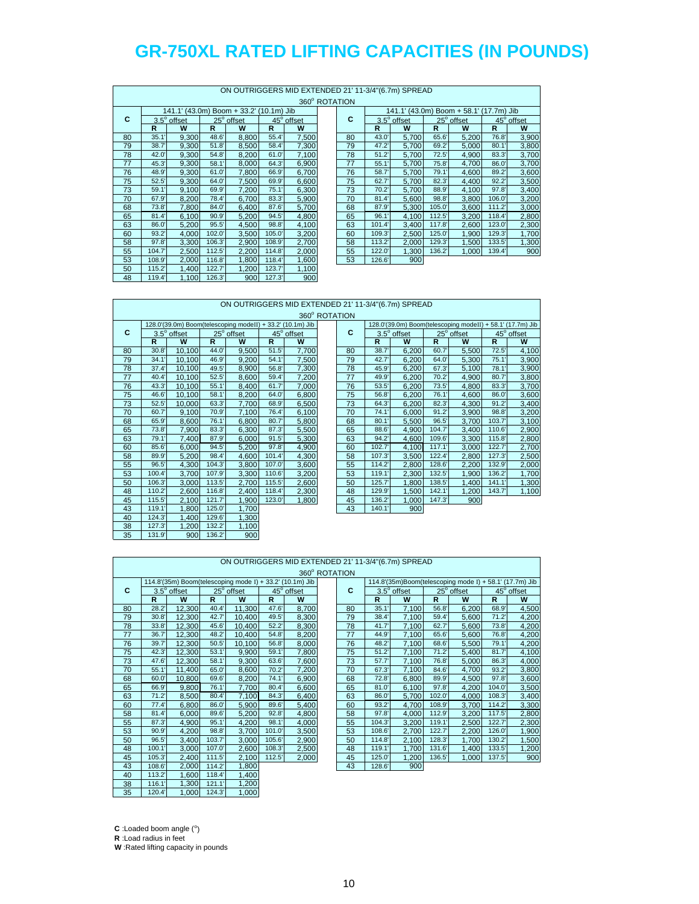# GR-750XL RATED LIFTING CAPACITIES (IN POUNDS)

| ON OUTRIGGERS MID EXTENDED 21' 11-3/4"(6.7m) SPREAD | | | | | | |
|---|---|---|---|---|---|---|
| 360° ROTATION | | | | | | |
| C | 141.1' (43.0m) Boom + 33.2' (10.1m) Jib | | | | | |
| | 3.5° offset | | 25° offset | | 45° offset | |
| | R | W | R | W | R | W |
| 80 | 35.1' | 9,300 | 48.6' | 8,800 | 55.4' | 7,500 |
| 79 | 38.7' | 9,300 | 51.8' | 8,500 | 58.4' | 7,300 |
| 78 | 42.0' | 9,300 | 54.8' | 8,200 | 61.0' | 7,100 |
| 77 | 45.3' | 9,300 | 58.1' | 8,000 | 64.3' | 6,900 |
| 76 | 48.9' | 9,300 | 61.0' | 7,800 | 66.9' | 6,700 |
| 75 | 52.5' | 9,300 | 64.0' | 7,500 | 69.9' | 6,600 |
| 73 | 59.1' | 9,100 | 69.9' | 7,200 | 75.1' | 6,300 |
| 70 | 67.9' | 8,200 | 78.4' | 6,700 | 83.3' | 5,900 |
| 68 | 73.8' | 7,800 | 84.0' | 6,400 | 87.6' | 5,700 |
| 65 | 81.4' | 6,100 | 90.9' | 5,200 | 94.5' | 4,800 |
| 63 | 86.0' | 5,200 | 95.5' | 4,500 | 98.8' | 4,100 |
| 60 | 93.2' | 4,000 | 102.0' | 3,500 | 105.0' | 3,200 |
| 58 | 97.8' | 3,300 | 106.3' | 2,900 | 108.9' | 2,700 |
| 55 | 104.7' | 2,500 | 112.5' | 2,200 | 114.8' | 2,000 |
| 53 | 108.9' | 2,000 | 116.8' | 1,800 | 118.4' | 1,600 |
| 50 | 115.2' | 1,400 | 122.7' | 1,200 | 123.7' | 1,100 |
| 48 | 119.4' | 1,100 | 126.3' | 900 | 127.3' | 900 |

| ON OUTRIGGERS MID EXTENDED 21' 11-3/4"(6.7m) SPREAD | | | | | | |
|---|---|---|---|---|---|---|
| 360° ROTATION | | | | | | |
| C | 141.1' (43.0m) Boom + 58.1' (17.7m) Jib | | | | | |
| | 3.5° offset | | 25° offset | | 45° offset | |
| | R | W | R | W | R | W |
| 80 | 43.0' | 5,700 | 65.6' | 5,200 | 76.8' | 3,900 |
| 79 | 47.2' | 5,700 | 69.2' | 5,000 | 80.1' | 3,800 |
| 78 | 51.2' | 5,700 | 72.5' | 4,900 | 83.3' | 3,700 |
| 77 | 55.1' | 5,700 | 75.8' | 4,700 | 86.0' | 3,700 |
| 76 | 58.7' | 5,700 | 79.1' | 4,600 | 89.2' | 3,600 |
| 75 | 62.7' | 5,700 | 82.3' | 4,400 | 92.2' | 3,500 |
| 73 | 70.2' | 5,700 | 88.9' | 4,100 | 97.8' | 3,400 |
| 70 | 81.4' | 5,600 | 98.8' | 3,800 | 106.0' | 3,200 |
| 68 | 87.9' | 5,300 | 105.0' | 3,600 | 111.2' | 3,000 |
| 65 | 96.1' | 4,100 | 112.5' | 3,200 | 118.4' | 2,800 |
| 63 | 101.4' | 3,400 | 117.8' | 2,600 | 123.0' | 2,300 |
| 60 | 109.3' | 2,500 | 125.0' | 1,900 | 129.3' | 1,700 |
| 58 | 113.2' | 2,000 | 129.3' | 1,500 | 133.5' | 1,300 |
| 55 | 122.0' | 1,300 | 136.2' | 1,000 | 139.4' | 900 |
| 53 | 126.6' | 900 | | | | |

| ON OUTRIGGERS MID EXTENDED 21' 11-3/4"(6.7m) SPREAD | | | | | | |
|---|---|---|---|---|---|---|
| 360° ROTATION | | | | | | |
| C | 128.0'(39.0m) Boom(telescoping modeII) + 33.2' (10.1m) Jib | | | | | |
| | 3.5° offset | | 25° offset | | 45° offset | |
| | R | W | R | W | R | W |
| 80 | 30.8' | 10,100 | 44.0' | 9,500 | 51.5' | 7,700 |
| 79 | 34.1' | 10,100 | 46.9' | 9,200 | 54.1' | 7,500 |
| 78 | 37.4' | 10,100 | 49.5' | 8,900 | 56.8' | 7,300 |
| 77 | 40.4' | 10,100 | 52.5' | 8,600 | 59.4' | 7,200 |
| 76 | 43.3' | 10,100 | 55.1' | 8,400 | 61.7' | 7,000 |
| 75 | 46.6' | 10,100 | 58.1' | 8,200 | 64.0' | 6,800 |
| 73 | 52.5' | 10,000 | 63.3' | 7,700 | 68.9' | 6,500 |
| 70 | 60.7' | 9,100 | 70.9' | 7,100 | 76.4' | 6,100 |
| 68 | 65.9' | 8,600 | 76.1' | 6,800 | 80.7' | 5,800 |
| 65 | 73.8' | 7,900 | 83.3' | 6,300 | 87.3' | 5,500 |
| 63 | 79.1' | 7,400 | 87.9' | 6,000 | 91.5' | 5,300 |
| 60 | 85.6' | 6,000 | 94.5' | 5,200 | 97.8' | 4,900 |
| 58 | 89.9' | 5,200 | 98.8' | 4,600 | 101.4' | 4,300 |
| 55 | 96.5' | 4,300 | 104.3' | 3,800 | 107.0' | 3,600 |
| 53 | 100.4' | 3,700 | 107.9' | 3,300 | 110.6' | 3,200 |
| 50 | 106.3' | 3,000 | 113.5' | 2,700 | 115.5' | 2,600 |
| 48 | 110.2' | 2,600 | 116.8' | 2,400 | 118.4' | 2,300 |
| 45 | 115.5' | 2,100 | 121.7' | 1,900 | 123.0' | 1,800 |
| 43 | 119.1' | 1,800 | 125.0' | 1,700 | | |
| 40 | 124.3' | 1,400 | 129.6' | 1,300 | | |
| 38 | 127.3' | 1,200 | 132.2' | 1,100 | | |
| 35 | 131.9' | 900 | 136.2' | 900 | | |

| ON OUTRIGGERS MID EXTENDED 21' 11-3/4"(6.7m) SPREAD | | | | | | |
|---|---|---|---|---|---|---|
| 360° ROTATION | | | | | | |
| C | 128.0'(39.0m) Boom(telescoping modeII) + 58.1' (17.7m) Jib | | | | | |
| | 3.5° offset | | 25° offset | | 45° offset | |
| | R | W | R | W | R | W |
| 80 | 38.7' | 6,200 | 60.7' | 5,500 | 72.5' | 4,100 |
| 79 | 42.7' | 6,200 | 64.0' | 5,300 | 75.1' | 3,900 |
| 78 | 45.9' | 6,200 | 67.3' | 5,100 | 78.1' | 3,900 |
| 77 | 49.9' | 6,200 | 70.2' | 4,900 | 80.7' | 3,800 |
| 76 | 53.5' | 6,200 | 73.5' | 4,800 | 83.3' | 3,700 |
| 75 | 56.8' | 6,200 | 76.1' | 4,600 | 86.0' | 3,600 |
| 73 | 64.3' | 6,200 | 82.3' | 4,300 | 91.2' | 3,400 |
| 70 | 74.1' | 6,000 | 91.2' | 3,900 | 98.8' | 3,200 |
| 68 | 80.1' | 5,500 | 96.5' | 3,700 | 103.7' | 3,100 |
| 65 | 88.6' | 4,900 | 104.7' | 3,400 | 110.6' | 2,900 |
| 63 | 94.2' | 4,600 | 109.6' | 3,300 | 115.8' | 2,800 |
| 60 | 102.7' | 4,100 | 117.1' | 3,000 | 122.7' | 2,700 |
| 58 | 107.3' | 3,500 | 122.4' | 2,800 | 127.3' | 2,500 |
| 55 | 114.2' | 2,800 | 128.6' | 2,200 | 132.9' | 2,000 |
| 53 | 119.1' | 2,300 | 132.5' | 1,900 | 136.2' | 1,700 |
| 50 | 125.7' | 1,800 | 138.5' | 1,400 | 141.1' | 1,300 |
| 48 | 129.9' | 1,500 | 142.1' | 1,200 | 143.7' | 1,100 |
| 45 | 136.2' | 1,000 | 147.3' | 900 | | |
| 43 | 140.1' | 900 | | | | |

| ON OUTRIGGERS MID EXTENDED 21' 11-3/4"(6.7m) SPREAD | | | | | | |
|---|---|---|---|---|---|---|
| 360° ROTATION | | | | | | |
| C | 114.8'(35m) Boom(telescoping mode I) + 33.2' (10.1m) Jib | | | | | |
| | 3.5° offset | | 25° offset | | 45° offset | |
| | R | W | R | W | R | W |
| 80 | 28.2' | 12,300 | 40.4' | 11,300 | 47.6' | 8,700 |
| 79 | 30.8' | 12,300 | 42.7' | 10,400 | 49.5' | 8,300 |
| 78 | 33.8' | 12,300 | 45.6' | 10,400 | 52.2' | 8,300 |
| 77 | 36.7' | 12,300 | 48.2' | 10,400 | 54.8' | 8,200 |
| 76 | 39.7' | 12,300 | 50.5' | 10,100 | 56.8' | 8,000 |
| 75 | 42.3' | 12,300 | 53.1' | 9,900 | 59.1' | 7,800 |
| 73 | 47.6' | 12,300 | 58.1' | 9,300 | 63.6' | 7,600 |
| 70 | 55.1' | 11,400 | 65.0' | 8,600 | 70.2' | 7,200 |
| 68 | 60.0' | 10,800 | 69.6' | 8,200 | 74.1' | 6,900 |
| 65 | 66.9' | 9,800 | 76.1' | 7,700 | 80.4' | 6,600 |
| 63 | 71.2' | 8,500 | 80.4' | 7,100 | 84.3' | 6,400 |
| 60 | 77.4' | 6,800 | 86.0' | 5,900 | 89.6' | 5,400 |
| 58 | 81.4' | 6,000 | 89.6' | 5,200 | 92.8' | 4,800 |
| 55 | 87.3' | 4,900 | 95.1' | 4,200 | 98.1' | 4,000 |
| 53 | 90.9' | 4,200 | 98.8' | 3,700 | 101.0' | 3,500 |
| 50 | 96.5' | 3,400 | 103.7' | 3,000 | 105.6' | 2,900 |
| 48 | 100.1' | 3,000 | 107.0' | 2,600 | 108.3' | 2,500 |
| 45 | 105.3' | 2,400 | 111.5' | 2,100 | 112.5' | 2,000 |
| 43 | 108.6' | 2,000 | 114.2' | 1,800 | | |
| 40 | 113.2' | 1,600 | 118.4' | 1,400 | | |
| 38 | 116.1' | 1,300 | 121.1' | 1,200 | | |
| 35 | 120.4' | 1,000 | 124.3' | 1,000 | | |

| ON OUTRIGGERS MID EXTENDED 21' 11-3/4"(6.7m) SPREAD | | | | | | |
|---|---|---|---|---|---|---|
| 360° ROTATION | | | | | | |
| C | 114.8'(35m)Boom(telescoping mode I) + 58.1' (17.7m) Jib | | | | | |
| | 3.5° offset | | 25° offset | | 45° offset | |
| | R | W | R | W | R | W |
| 80 | 35.1' | 7,100 | 56.8' | 6,200 | 68.9' | 4,500 |
| 79 | 38.4' | 7,100 | 59.4' | 5,600 | 71.2' | 4,200 |
| 78 | 41.7' | 7,100 | 62.7' | 5,600 | 73.8' | 4,200 |
| 77 | 44.9' | 7,100 | 65.6' | 5,600 | 76.8' | 4,200 |
| 76 | 48.2' | 7,100 | 68.6' | 5,500 | 79.1' | 4,200 |
| 75 | 51.2' | 7,100 | 71.2' | 5,400 | 81.7' | 4,100 |
| 73 | 57.7' | 7,100 | 76.8' | 5,000 | 86.3' | 4,000 |
| 70 | 67.3' | 7,100 | 84.6' | 4,700 | 93.2' | 3,800 |
| 68 | 72.8' | 6,800 | 89.9' | 4,500 | 97.8' | 3,600 |
| 65 | 81.0' | 6,100 | 97.8' | 4,200 | 104.0' | 3,500 |
| 63 | 86.0' | 5,700 | 102.0' | 4,000 | 108.3' | 3,400 |
| 60 | 93.2' | 4,700 | 108.9' | 3,700 | 114.2' | 3,300 |
| 58 | 97.8' | 4,000 | 112.9' | 3,200 | 117.5' | 2,800 |
| 55 | 104.3' | 3,200 | 119.1' | 2,500 | 122.7' | 2,300 |
| 53 | 108.6' | 2,700 | 122.7' | 2,200 | 126.0' | 1,900 |
| 50 | 114.8' | 2,100 | 128.3' | 1,700 | 130.2' | 1,500 |
| 48 | 119.1' | 1,700 | 131.6' | 1,400 | 133.5' | 1,200 |
| 45 | 125.0' | 1,200 | 136.5' | 1,000 | 137.5' | 900 |
| 43 | 128.6' | 900 | | | | |

**C** :Loaded boom angle (°)
**R** :Load radius in feet
**W** :Rated lifting capacity in pounds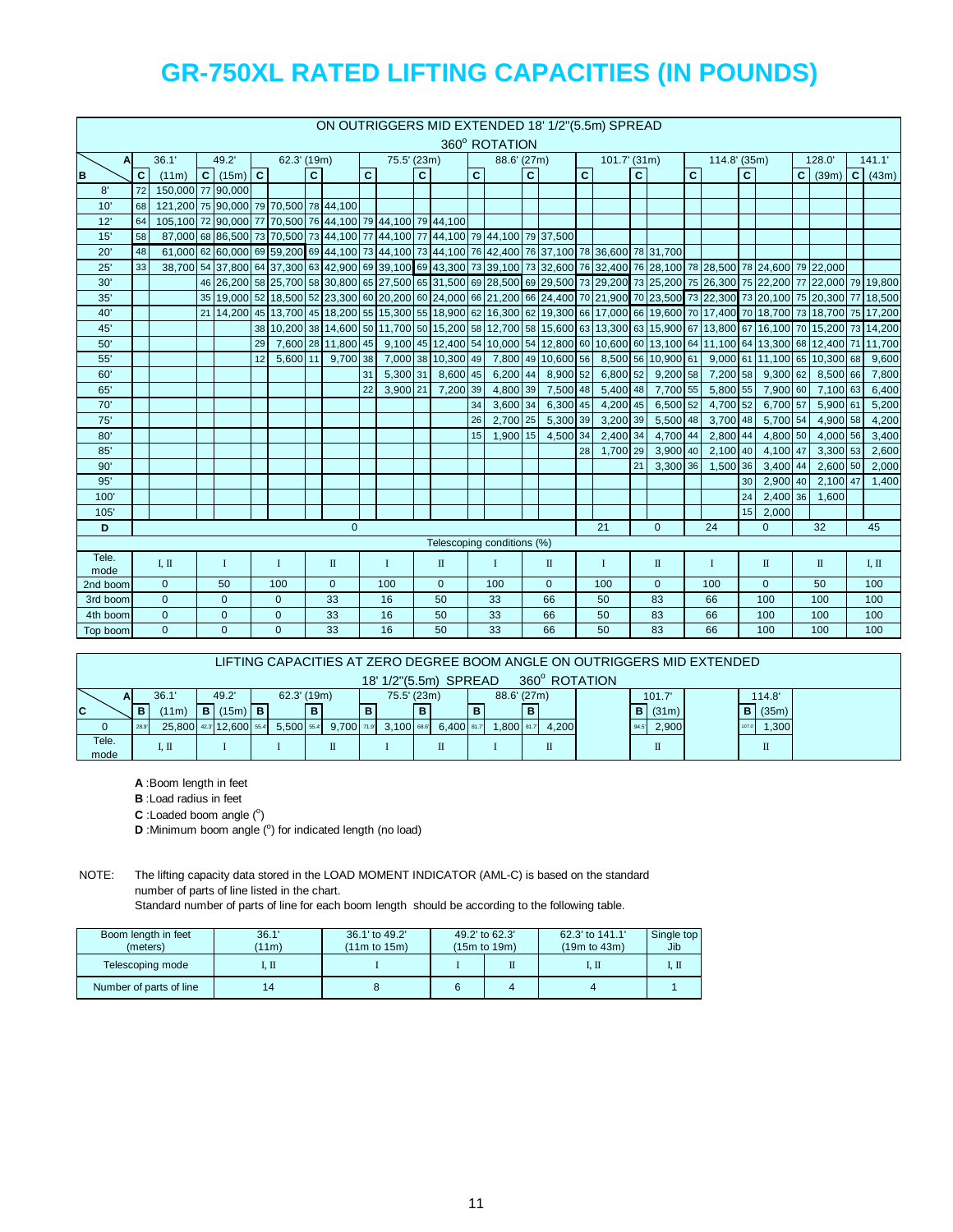# GR-750XL RATED LIFTING CAPACITIES (IN POUNDS)

**ON OUTRIGGERS MID EXTENDED 18' 1/2"(5.5m) SPREAD**
**360° ROTATION**

| B \ A | C | 36.1' (11m) | C | 49.2' (15m) | C | 62.3' (19m) | C | 62.3' (19m) | C | 75.5' (23m) | C | 75.5' (23m) | C | 88.6' (27m) | C | 88.6' (27m) | C | 101.7' (31m) | C | 101.7' (31m) | C | 114.8' (35m) | C | 114.8' (35m) | C | 128.0' (39m) | C | 141.1' (43m) |
|---|---|---|---|---|---|---|---|---|---|---|---|---|---|---|---|---|---|---|---|---|---|---|---|---|---|---|---|---|
| 8' | 72 | 150,000 | 77 | 90,000 | | | | | | | | | | | | | | | | | | | | | | | | |
| 10' | 68 | 121,200 | 75 | 90,000 | 79 | 70,500 | 78 | 44,100 | | | | | | | | | | | | | | | | | | | | |
| 12' | 64 | 105,100 | 72 | 90,000 | 77 | 70,500 | 76 | 44,100 | 79 | 44,100 | 79 | 44,100 | | | | | | | | | | | | | | | | |
| 15' | 58 | 87,000 | 68 | 86,500 | 73 | 70,500 | 73 | 44,100 | 77 | 44,100 | 77 | 44,100 | 79 | 44,100 | 79 | 37,500 | | | | | | | | | | | | |
| 20' | 48 | 61,000 | 62 | 60,000 | 69 | 59,200 | 69 | 44,100 | 73 | 44,100 | 73 | 44,100 | 76 | 42,400 | 76 | 37,100 | 78 | 36,600 | 78 | 31,700 | | | | | | | | |
| 25' | 33 | 38,700 | 54 | 37,800 | 64 | 37,300 | 63 | 42,900 | 69 | 39,100 | 69 | 43,300 | 73 | 39,100 | 73 | 32,600 | 76 | 32,400 | 76 | 28,100 | 78 | 28,500 | 78 | 24,600 | 79 | 22,000 | | |
| 30' | | | 46 | 26,200 | 58 | 25,700 | 58 | 30,800 | 65 | 27,500 | 65 | 31,500 | 69 | 28,500 | 69 | 29,500 | 73 | 29,200 | 73 | 25,200 | 75 | 26,300 | 75 | 22,200 | 77 | 22,000 | 79 | 19,800 |
| 35' | | | 35 | 19,000 | 52 | 18,500 | 52 | 23,300 | 60 | 20,200 | 60 | 24,000 | 66 | 21,200 | 66 | 24,400 | 70 | 21,900 | 70 | 23,500 | 73 | 22,300 | 73 | 20,100 | 75 | 20,300 | 77 | 18,500 |
| 40' | | | 21 | 14,200 | 45 | 13,700 | 45 | 18,200 | 55 | 15,300 | 55 | 18,900 | 62 | 16,300 | 62 | 19,300 | 66 | 17,000 | 66 | 19,600 | 70 | 17,400 | 70 | 18,700 | 73 | 18,700 | 75 | 17,200 |
| 45' | | | | | 38 | 10,200 | 38 | 14,600 | 50 | 11,700 | 50 | 15,200 | 58 | 12,700 | 58 | 15,600 | 63 | 13,300 | 63 | 15,900 | 67 | 13,800 | 67 | 16,100 | 70 | 15,200 | 73 | 14,200 |
| 50' | | | | | 29 | 7,600 | 28 | 11,800 | 45 | 9,100 | 45 | 12,400 | 54 | 10,000 | 54 | 12,800 | 60 | 10,600 | 60 | 13,100 | 64 | 11,100 | 64 | 13,300 | 68 | 12,400 | 71 | 11,700 |
| 55' | | | | | 12 | 5,600 | 11 | 9,700 | 38 | 7,000 | 38 | 10,300 | 49 | 7,800 | 49 | 10,600 | 56 | 8,500 | 56 | 10,900 | 61 | 9,000 | 61 | 11,100 | 65 | 10,300 | 68 | 9,600 |
| 60' | | | | | | | | | 31 | 5,300 | 31 | 8,600 | 45 | 6,200 | 44 | 8,900 | 52 | 6,800 | 52 | 9,200 | 58 | 7,200 | 58 | 9,300 | 62 | 8,500 | 66 | 7,800 |
| 65' | | | | | | | | | 22 | 3,900 | 21 | 7,200 | 39 | 4,800 | 39 | 7,500 | 48 | 5,400 | 48 | 7,700 | 55 | 5,800 | 55 | 7,900 | 60 | 7,100 | 63 | 6,400 |
| 70' | | | | | | | | | | | | | 34 | 3,600 | 34 | 6,300 | 45 | 4,200 | 45 | 6,500 | 52 | 4,700 | 52 | 6,700 | 57 | 5,900 | 61 | 5,200 |
| 75' | | | | | | | | | | | | | 26 | 2,700 | 25 | 5,300 | 39 | 3,200 | 39 | 5,500 | 48 | 3,700 | 48 | 5,700 | 54 | 4,900 | 58 | 4,200 |
| 80' | | | | | | | | | | | | | 15 | 1,900 | 15 | 4,500 | 34 | 2,400 | 34 | 4,700 | 44 | 2,800 | 44 | 4,800 | 50 | 4,000 | 56 | 3,400 |
| 85' | | | | | | | | | | | | | | | | | 28 | 1,700 | 29 | 3,900 | 40 | 2,100 | 40 | 4,100 | 47 | 3,300 | 53 | 2,600 |
| 90' | | | | | | | | | | | | | | | | | | | 21 | 3,300 | 36 | 1,500 | 36 | 3,400 | 44 | 2,600 | 50 | 2,000 |
| 95' | | | | | | | | | | | | | | | | | | | | | | | 30 | 2,900 | 40 | 2,100 | 47 | 1,400 |
| 100' | | | | | | | | | | | | | | | | | | | | | | | 24 | 2,400 | 36 | 1,600 | | |
| 105' | | | | | | | | | | | | | | | | | | | | | | | 15 | 2,000 | | | | |
| D | | 0 | | | | | | | | | | | | | | | | 21 | | 0 | | 24 | | 0 | | 32 | | 45 |

**Telescoping conditions (%)**

| | 36.1' | 49.2' | 62.3' (19m) | 62.3' (19m) | 75.5' (23m) | 75.5' (23m) | 88.6' (27m) | 88.6' (27m) | 101.7' (31m) | 101.7' (31m) | 114.8' (35m) | 114.8' (35m) | 128.0' | 141.1' |
|---|---|---|---|---|---|---|---|---|---|---|---|---|---|---|
| Tele. mode | I, II | I | I | II | I | II | I | II | I | II | I | II | II | I, II |
| 2nd boom | 0 | 50 | 100 | 0 | 100 | 0 | 100 | 0 | 100 | 0 | 100 | 0 | 50 | 100 |
| 3rd boom | 0 | 0 | 0 | 33 | 16 | 50 | 33 | 66 | 50 | 83 | 66 | 100 | 100 | 100 |
| 4th boom | 0 | 0 | 0 | 33 | 16 | 50 | 33 | 66 | 50 | 83 | 66 | 100 | 100 | 100 |
| Top boom | 0 | 0 | 0 | 33 | 16 | 50 | 33 | 66 | 50 | 83 | 66 | 100 | 100 | 100 |

**LIFTING CAPACITIES AT ZERO DEGREE BOOM ANGLE ON OUTRIGGERS MID EXTENDED**
**18' 1/2"(5.5m) SPREAD 360° ROTATION**

| C \ A | B | 36.1' (11m) | B | 49.2' (15m) | B | 62.3' (19m) | B | 62.3' (19m) | B | 75.5' (23m) | B | 75.5' (23m) | B | 88.6' (27m) | B | 88.6' (27m) | B | 101.7' (31m) | B | 114.8' (35m) |
|---|---|---|---|---|---|---|---|---|---|---|---|---|---|---|---|---|---|---|---|---|
| 0 | 28.9' | 25,800 | 42.3' | 12,600 | 55.4' | 5,500 | 55.4' | 9,700 | 71.9' | 3,100 | 68.6' | 6,400 | 81.7' | 1,800 | 81.7' | 4,200 | 94.5' | 2,900 | 107.0' | 1,300 |
| Tele. mode | | I, II | | I | | I | | II | | I | | II | | I | | II | | II | | II |

**A** :Boom length in feet

**B** :Load radius in feet

**C** :Loaded boom angle (°)

**D** :Minimum boom angle (°) for indicated length (no load)

NOTE: The lifting capacity data stored in the LOAD MOMENT INDICATOR (AML-C) is based on the standard number of parts of line listed in the chart.
Standard number of parts of line for each boom length should be according to the following table.

| Boom length in feet (meters) | 36.1' (11m) | 36.1' to 49.2' (11m to 15m) | 49.2' to 62.3' (15m to 19m) | 49.2' to 62.3' (15m to 19m) | 62.3' to 141.1' (19m to 43m) | Single top Jib |
|---|---|---|---|---|---|---|
| Telescoping mode | I, II | I | I | II | I, II | I, II |
| Number of parts of line | 14 | 8 | 6 | 4 | 4 | 1 |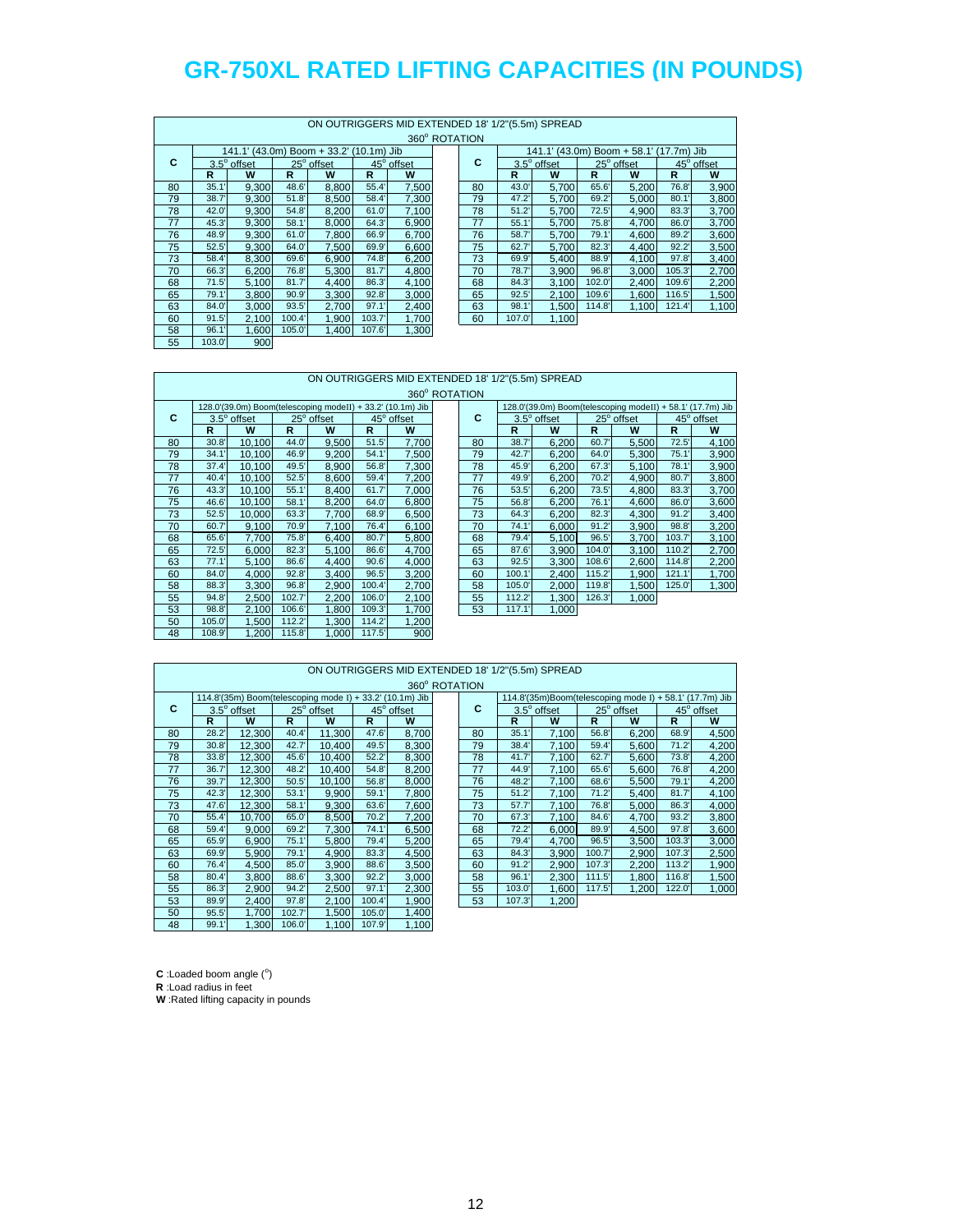# GR-750XL RATED LIFTING CAPACITIES (IN POUNDS)

ON OUTRIGGERS MID EXTENDED 18' 1/2"(5.5m) SPREAD

360° ROTATION

| C | 141.1' (43.0m) Boom + 33.2' (10.1m) Jib | | | | | |
|---|---|---|---|---|---|---|
| | 3.5° offset | | 25° offset | | 45° offset | |
| | R | W | R | W | R | W |
| 80 | 35.1' | 9,300 | 48.6' | 8,800 | 55.4' | 7,500 |
| 79 | 38.7' | 9,300 | 51.8' | 8,500 | 58.4' | 7,300 |
| 78 | 42.0' | 9,300 | 54.8' | 8,200 | 61.0' | 7,100 |
| 77 | 45.3' | 9,300 | 58.1' | 8,000 | 64.3' | 6,900 |
| 76 | 48.9' | 9,300 | 61.0' | 7,800 | 66.9' | 6,700 |
| 75 | 52.5' | 9,300 | 64.0' | 7,500 | 69.9' | 6,600 |
| 73 | 58.4' | 8,300 | 69.6' | 6,900 | 74.8' | 6,200 |
| 70 | 66.3' | 6,200 | 76.8' | 5,300 | 81.7' | 4,800 |
| 68 | 71.5' | 5,100 | 81.7' | 4,400 | 86.3' | 4,100 |
| 65 | 79.1' | 3,800 | 90.9' | 3,300 | 92.8' | 3,000 |
| 63 | 84.0' | 3,000 | 93.5' | 2,700 | 97.1' | 2,400 |
| 60 | 91.5' | 2,100 | 100.4' | 1,900 | 103.7' | 1,700 |
| 58 | 96.1' | 1,600 | 105.0' | 1,400 | 107.6' | 1,300 |
| 55 | 103.0' | 900 | | | | |

| C | 141.1' (43.0m) Boom + 58.1' (17.7m) Jib | | | | | |
|---|---|---|---|---|---|---|
| | 3.5° offset | | 25° offset | | 45° offset | |
| | R | W | R | W | R | W |
| 80 | 43.0' | 5,700 | 65.6' | 5,200 | 76.8' | 3,900 |
| 79 | 47.2' | 5,700 | 69.2' | 5,000 | 80.1' | 3,800 |
| 78 | 51.2' | 5,700 | 72.5' | 4,900 | 83.3' | 3,700 |
| 77 | 55.1' | 5,700 | 75.8' | 4,700 | 86.0' | 3,700 |
| 76 | 58.7' | 5,700 | 79.1' | 4,600 | 89.2' | 3,600 |
| 75 | 62.7' | 5,700 | 82.3' | 4,400 | 92.2' | 3,500 |
| 73 | 69.9' | 5,400 | 88.9' | 4,100 | 97.8' | 3,400 |
| 70 | 78.7' | 3,900 | 96.8' | 3,000 | 105.3' | 2,700 |
| 68 | 84.3' | 3,100 | 102.0' | 2,400 | 109.6' | 2,200 |
| 65 | 92.5' | 2,100 | 109.6' | 1,600 | 116.5' | 1,500 |
| 63 | 98.1' | 1,500 | 114.8' | 1,100 | 121.4' | 1,100 |
| 60 | 107.0' | 1,100 | | | | |

ON OUTRIGGERS MID EXTENDED 18' 1/2"(5.5m) SPREAD

360° ROTATION

| C | 128.0'(39.0m) Boom(telescoping modeII) + 33.2' (10.1m) Jib | | | | | |
|---|---|---|---|---|---|---|
| | 3.5° offset | | 25° offset | | 45° offset | |
| | R | W | R | W | R | W |
| 80 | 30.8' | 10,100 | 44.0' | 9,500 | 51.5' | 7,700 |
| 79 | 34.1' | 10,100 | 46.9' | 9,200 | 54.1' | 7,500 |
| 78 | 37.4' | 10,100 | 49.5' | 8,900 | 56.8' | 7,300 |
| 77 | 40.4' | 10,100 | 52.5' | 8,600 | 59.4' | 7,200 |
| 76 | 43.3' | 10,100 | 55.1' | 8,400 | 61.7' | 7,000 |
| 75 | 46.6' | 10,100 | 58.1' | 8,200 | 64.0' | 6,800 |
| 73 | 52.5' | 10,000 | 63.3' | 7,700 | 68.9' | 6,500 |
| 70 | 60.7' | 9,100 | 70.9' | 7,100 | 76.4' | 6,100 |
| 68 | 65.6' | 7,700 | 75.8' | 6,400 | 80.7' | 5,800 |
| 65 | 72.5' | 6,000 | 82.3' | 5,100 | 86.6' | 4,700 |
| 63 | 77.1' | 5,100 | 86.6' | 4,400 | 90.6' | 4,000 |
| 60 | 84.0' | 4,000 | 92.8' | 3,400 | 96.5' | 3,200 |
| 58 | 88.3' | 3,300 | 96.8' | 2,900 | 100.4' | 2,700 |
| 55 | 94.8' | 2,500 | 102.7' | 2,200 | 106.0' | 2,100 |
| 53 | 98.8' | 2,100 | 106.6' | 1,800 | 109.3' | 1,700 |
| 50 | 105.0' | 1,500 | 112.2' | 1,300 | 114.2' | 1,200 |
| 48 | 108.9' | 1,200 | 115.8' | 1,000 | 117.5' | 900 |

| C | 128.0'(39.0m) Boom(telescoping modeII) + 58.1' (17.7m) Jib | | | | | |
|---|---|---|---|---|---|---|
| | 3.5° offset | | 25° offset | | 45° offset | |
| | R | W | R | W | R | W |
| 80 | 38.7' | 6,200 | 60.7' | 5,500 | 72.5' | 4,100 |
| 79 | 42.7' | 6,200 | 64.0' | 5,300 | 75.1' | 3,900 |
| 78 | 45.9' | 6,200 | 67.3' | 5,100 | 78.1' | 3,900 |
| 77 | 49.9' | 6,200 | 70.2' | 4,900 | 80.7' | 3,800 |
| 76 | 53.5' | 6,200 | 73.5' | 4,800 | 83.3' | 3,700 |
| 75 | 56.8' | 6,200 | 76.1' | 4,600 | 86.0' | 3,600 |
| 73 | 64.3' | 6,200 | 82.3' | 4,300 | 91.2' | 3,400 |
| 70 | 74.1' | 6,000 | 91.2' | 3,900 | 98.8' | 3,200 |
| 68 | 79.4' | 5,100 | 96.5' | 3,700 | 103.7' | 3,100 |
| 65 | 87.6' | 3,900 | 104.0' | 3,100 | 110.2' | 2,700 |
| 63 | 92.5' | 3,300 | 108.6' | 2,600 | 114.8' | 2,200 |
| 60 | 100.1' | 2,400 | 115.2' | 1,900 | 121.1' | 1,700 |
| 58 | 105.0' | 2,000 | 119.8' | 1,500 | 125.0' | 1,300 |
| 55 | 112.2' | 1,300 | 126.3' | 1,000 | | |
| 53 | 117.1' | 1,000 | | | | |

ON OUTRIGGERS MID EXTENDED 18' 1/2"(5.5m) SPREAD

360° ROTATION

| C | 114.8'(35m) Boom(telescoping mode I) + 33.2' (10.1m) Jib | | | | | |
|---|---|---|---|---|---|---|
| | 3.5° offset | | 25° offset | | 45° offset | |
| | R | W | R | W | R | W |
| 80 | 28.2' | 12,300 | 40.4' | 11,300 | 47.6' | 8,700 |
| 79 | 30.8' | 12,300 | 42.7' | 10,400 | 49.5' | 8,300 |
| 78 | 33.8' | 12,300 | 45.6' | 10,400 | 52.2' | 8,300 |
| 77 | 36.7' | 12,300 | 48.2' | 10,400 | 54.8' | 8,200 |
| 76 | 39.7' | 12,300 | 50.5' | 10,100 | 56.8' | 8,000 |
| 75 | 42.3' | 12,300 | 53.1' | 9,900 | 59.1' | 7,800 |
| 73 | 47.6' | 12,300 | 58.1' | 9,300 | 63.6' | 7,600 |
| 70 | 55.4' | 10,700 | 65.0' | 8,500 | 70.2' | 7,200 |
| 68 | 59.4' | 9,000 | 69.2' | 7,300 | 74.1' | 6,500 |
| 65 | 65.9' | 6,900 | 75.1' | 5,800 | 79.4' | 5,200 |
| 63 | 69.9' | 5,900 | 79.1' | 4,900 | 83.3' | 4,500 |
| 60 | 76.4' | 4,500 | 85.0' | 3,900 | 88.6' | 3,500 |
| 58 | 80.4' | 3,800 | 88.6' | 3,300 | 92.2' | 3,000 |
| 55 | 86.3' | 2,900 | 94.2' | 2,500 | 97.1' | 2,300 |
| 53 | 89.9' | 2,400 | 97.8' | 2,100 | 100.4' | 1,900 |
| 50 | 95.5' | 1,700 | 102.7' | 1,500 | 105.0' | 1,400 |
| 48 | 99.1' | 1,300 | 106.0' | 1,100 | 107.9' | 1,100 |

| C | 114.8'(35m)Boom(telescoping mode I) + 58.1' (17.7m) Jib | | | | | |
|---|---|---|---|---|---|---|
| | 3.5° offset | | 25° offset | | 45° offset | |
| | R | W | R | W | R | W |
| 80 | 35.1' | 7,100 | 56.8' | 6,200 | 68.9' | 4,500 |
| 79 | 38.4' | 7,100 | 59.4' | 5,600 | 71.2' | 4,200 |
| 78 | 41.7' | 7,100 | 62.7' | 5,600 | 73.8' | 4,200 |
| 77 | 44.9' | 7,100 | 65.6' | 5,600 | 76.8' | 4,200 |
| 76 | 48.2' | 7,100 | 68.6' | 5,500 | 79.1' | 4,200 |
| 75 | 51.2' | 7,100 | 71.2' | 5,400 | 81.7' | 4,100 |
| 73 | 57.7' | 7,100 | 76.8' | 5,000 | 86.3' | 4,000 |
| 70 | 67.3' | 7,100 | 84.6' | 4,700 | 93.2' | 3,800 |
| 68 | 72.2' | 6,000 | 89.9' | 4,500 | 97.8' | 3,600 |
| 65 | 79.4' | 4,700 | 96.5' | 3,500 | 103.3' | 3,000 |
| 63 | 84.3' | 3,900 | 100.7' | 2,900 | 107.3' | 2,500 |
| 60 | 91.2' | 2,900 | 107.3' | 2,200 | 113.2' | 1,900 |
| 58 | 96.1' | 2,300 | 111.5' | 1,800 | 116.8' | 1,500 |
| 55 | 103.0' | 1,600 | 117.5' | 1,200 | 122.0' | 1,000 |
| 53 | 107.3' | 1,200 | | | | |

**C** :Loaded boom angle (°)

**R** :Load radius in feet

**W** :Rated lifting capacity in pounds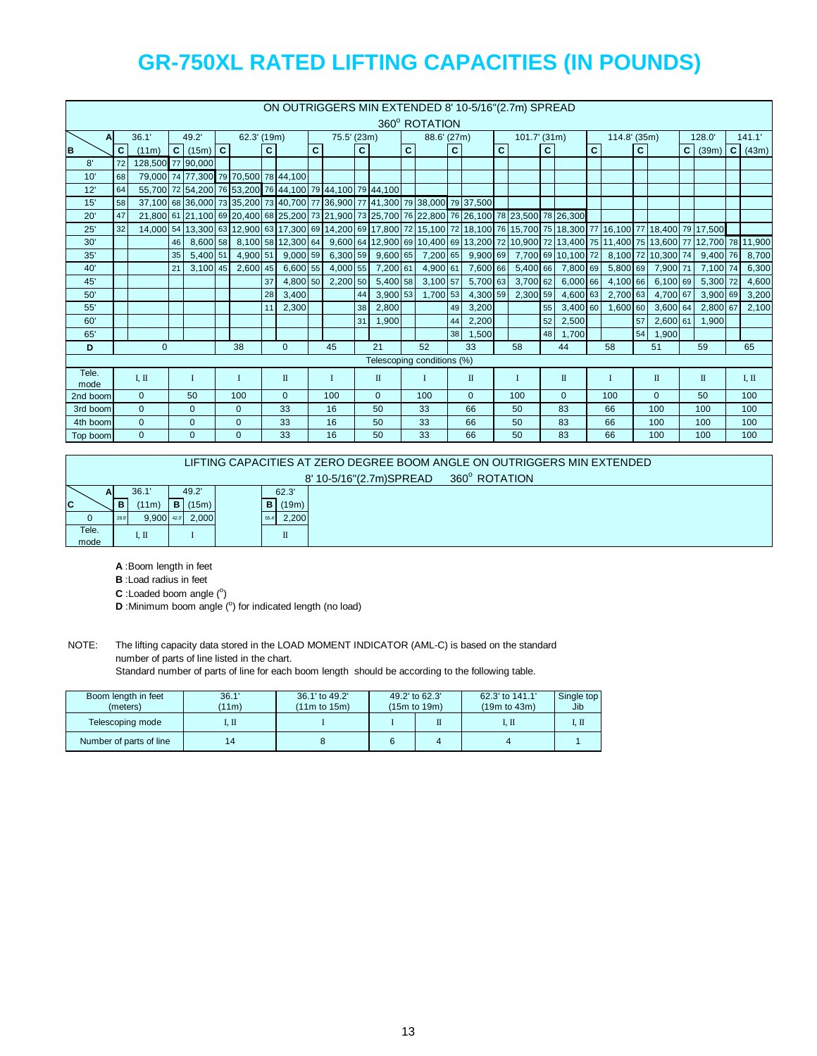# GR-750XL RATED LIFTING CAPACITIES (IN POUNDS)

**ON OUTRIGGERS MIN EXTENDED 8' 10-5/16"(2.7m) SPREAD**

**360° ROTATION**

| A → / B ↓ | C | 36.1' (11m) | C | 49.2' (15m) | C | 62.3' (19m) | C | | C | 75.5' (23m) | C | | C | 88.6' (27m) | C | | C | 101.7' (31m) | C | | C | 114.8' (35m) | C | | C | 128.0' (39m) | C | 141.1' (43m) |
|---|---|---|---|---|---|---|---|---|---|---|---|---|---|---|---|---|---|---|---|---|---|---|---|---|---|---|---|---|
| 8' | 72 | 128,500 | 77 | 90,000 | | | | | | | | | | | | | | | | | | | | | | | | |
| 10' | 68 | 79,000 | 74 | 77,300 | 79 | 70,500 | 78 | 44,100 | | | | | | | | | | | | | | | | | | | | |
| 12' | 64 | 55,700 | 72 | 54,200 | 76 | 53,200 | 76 | 44,100 | 79 | 44,100 | 79 | 44,100 | | | | | | | | | | | | | | | | |
| 15' | 58 | 37,100 | 68 | 36,000 | 73 | 35,200 | 73 | 40,700 | 77 | 36,900 | 77 | 41,300 | 79 | 38,000 | 79 | 37,500 | | | | | | | | | | | | |
| 20' | 47 | 21,800 | 61 | 21,100 | 69 | 20,400 | 68 | 25,200 | 73 | 21,900 | 73 | 25,700 | 76 | 22,800 | 76 | 26,100 | 78 | 23,500 | 78 | 26,300 | | | | | | | | |
| 25' | 32 | 14,000 | 54 | 13,300 | 63 | 12,900 | 63 | 17,300 | 69 | 14,200 | 69 | 17,800 | 72 | 15,100 | 72 | 18,100 | 76 | 15,700 | 75 | 18,300 | 77 | 16,100 | 77 | 18,400 | 79 | 17,500 | | |
| 30' | | | 46 | 8,600 | 58 | 8,100 | 58 | 12,300 | 64 | 9,600 | 64 | 12,900 | 69 | 10,400 | 69 | 13,200 | 72 | 10,900 | 72 | 13,400 | 75 | 11,400 | 75 | 13,600 | 77 | 12,700 | 78 | 11,900 |
| 35' | | | 35 | 5,400 | 51 | 4,900 | 51 | 9,000 | 59 | 6,300 | 59 | 9,600 | 65 | 7,200 | 65 | 9,900 | 69 | 7,700 | 69 | 10,100 | 72 | 8,100 | 72 | 10,300 | 74 | 9,400 | 76 | 8,700 |
| 40' | | | 21 | 3,100 | 45 | 2,600 | 45 | 6,600 | 55 | 4,000 | 55 | 7,200 | 61 | 4,900 | 61 | 7,600 | 66 | 5,400 | 66 | 7,800 | 69 | 5,800 | 69 | 7,900 | 71 | 7,100 | 74 | 6,300 |
| 45' | | | | | | | 37 | 4,800 | 50 | 2,200 | 50 | 5,400 | 58 | 3,100 | 57 | 5,700 | 63 | 3,700 | 62 | 6,000 | 66 | 4,100 | 66 | 6,100 | 69 | 5,300 | 72 | 4,600 |
| 50' | | | | | | | 28 | 3,400 | | | 44 | 3,900 | 53 | 1,700 | 53 | 4,300 | 59 | 2,300 | 59 | 4,600 | 63 | 2,700 | 63 | 4,700 | 67 | 3,900 | 69 | 3,200 |
| 55' | | | | | | | 11 | 2,300 | | | 38 | 2,800 | | | 49 | 3,200 | | | 55 | 3,400 | 60 | 1,600 | 60 | 3,600 | 64 | 2,800 | 67 | 2,100 |
| 60' | | | | | | | | | | | 31 | 1,900 | | | 44 | 2,200 | | | 52 | 2,500 | | | 57 | 2,600 | 61 | 1,900 | | |
| 65' | | | | | | | | | | | | | | | 38 | 1,500 | | | 48 | 1,700 | | | 54 | 1,900 | | | | |
| **D** | | 0 | | | | 38 | | 0 | | 45 | | 21 | | 52 | | 33 | | 58 | | 44 | | 58 | | 51 | | 59 | | 65 |
| *Telescoping conditions (%)* | | | | | | | | | | | | | | | | | | | | | | | | | | | | |
| Tele. mode | | I, II | | I | | I | | II | | I | | II | | I | | II | | I | | II | | I | | II | | II | | I, II |
| 2nd boom | | 0 | | 50 | | 100 | | 0 | | 100 | | 0 | | 100 | | 0 | | 100 | | 0 | | 100 | | 0 | | 50 | | 100 |
| 3rd boom | | 0 | | 0 | | 0 | | 33 | | 16 | | 50 | | 33 | | 66 | | 50 | | 83 | | 66 | | 100 | | 100 | | 100 |
| 4th boom | | 0 | | 0 | | 0 | | 33 | | 16 | | 50 | | 33 | | 66 | | 50 | | 83 | | 66 | | 100 | | 100 | | 100 |
| Top boom | | 0 | | 0 | | 0 | | 33 | | 16 | | 50 | | 33 | | 66 | | 50 | | 83 | | 66 | | 100 | | 100 | | 100 |

**LIFTING CAPACITIES AT ZERO DEGREE BOOM ANGLE ON OUTRIGGERS MIN EXTENDED**

**8' 10-5/16"(2.7m)SPREAD 360° ROTATION**

| A → / C ↓ | B | 36.1' (11m) | B | 49.2' (15m) | B | 62.3' (19m) |
|---|---|---|---|---|---|---|
| 0 | 28.9' | 9,900 | 42.0' | 2,000 | 55.4' | 2,200 |
| Tele. mode | | I, II | | I | | II |

**A** :Boom length in feet

**B** :Load radius in feet

**C** :Loaded boom angle (°)

**D** :Minimum boom angle (°) for indicated length (no load)

NOTE: The lifting capacity data stored in the LOAD MOMENT INDICATOR (AML-C) is based on the standard number of parts of line listed in the chart.
Standard number of parts of line for each boom length should be according to the following table.

| Boom length in feet (meters) | 36.1' (11m) | 36.1' to 49.2' (11m to 15m) | 49.2' to 62.3' (15m to 19m) | | 62.3' to 141.1' (19m to 43m) | Single top Jib |
|---|---|---|---|---|---|---|
| Telescoping mode | I, II | I | I | II | I, II | I, II |
| Number of parts of line | 14 | 8 | 6 | 4 | 4 | 1 |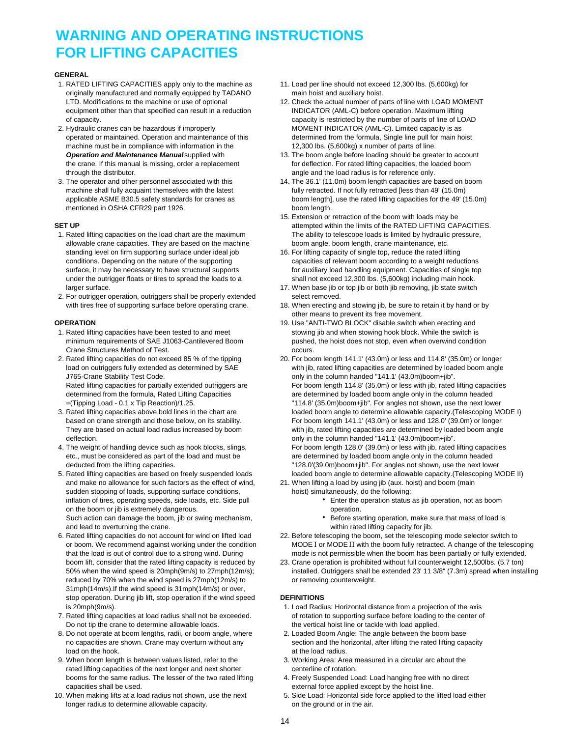# WARNING AND OPERATING INSTRUCTIONS FOR LIFTING CAPACITIES

**GENERAL**

1. RATED LIFTING CAPACITIES apply only to the machine as originally manufactured and normally equipped by TADANO LTD. Modifications to the machine or use of optional equipment other than that specified can result in a reduction of capacity.
2. Hydraulic cranes can be hazardous if improperly operated or maintained. Operation and maintenance of this machine must be in compliance with information in the ***Operation and Maintenance Manual*** supplied with the crane. If this manual is missing, order a replacement through the distributor.
3. The operator and other personnel associated with this machine shall fully acquaint themselves with the latest applicable ASME B30.5 safety standards for cranes as mentioned in OSHA CFR29 part 1926.

**SET UP**

1. Rated lifting capacities on the load chart are the maximum allowable crane capacities. They are based on the machine standing level on firm supporting surface under ideal job conditions. Depending on the nature of the supporting surface, it may be necessary to have structural supports under the outrigger floats or tires to spread the loads to a larger surface.
2. For outrigger operation, outriggers shall be properly extended with tires free of supporting surface before operating crane.

**OPERATION**

1. Rated lifting capacities have been tested to and meet minimum requirements of SAE J1063-Cantilevered Boom Crane Structures Method of Test.
2. Rated lifting capacities do not exceed 85 % of the tipping load on outriggers fully extended as determined by SAE J765-Crane Stability Test Code.
   Rated lifting capacities for partially extended outriggers are determined from the formula, Rated Lifting Capacities =(Tipping Load - 0.1 x Tip Reaction)/1.25.
3. Rated lifting capacities above bold lines in the chart are based on crane strength and those below, on its stability. They are based on actual load radius increased by boom deflection.
4. The weight of handling device such as hook blocks, slings, etc., must be considered as part of the load and must be deducted from the lifting capacities.
5. Rated lifting capacities are based on freely suspended loads and make no allowance for such factors as the effect of wind, sudden stopping of loads, supporting surface conditions, inflation of tires, operating speeds, side loads, etc. Side pull on the boom or jib is extremely dangerous.
   Such action can damage the boom, jib or swing mechanism, and lead to overturning the crane.
6. Rated lifting capacities do not account for wind on lifted load or boom. We recommend against working under the condition that the load is out of control due to a strong wind. During boom lift, consider that the rated lifting capacity is reduced by 50% when the wind speed is 20mph(9m/s) to 27mph(12m/s); reduced by 70% when the wind speed is 27mph(12m/s) to 31mph(14m/s).If the wind speed is 31mph(14m/s) or over, stop operation. During jib lift, stop operation if the wind speed is 20mph(9m/s).
7. Rated lifting capacities at load radius shall not be exceeded. Do not tip the crane to determine allowable loads.
8. Do not operate at boom lengths, radii, or boom angle, where no capacities are shown. Crane may overturn without any load on the hook.
9. When boom length is between values listed, refer to the rated lifting capacities of the next longer and next shorter booms for the same radius. The lesser of the two rated lifting capacities shall be used.
10. When making lifts at a load radius not shown, use the next longer radius to determine allowable capacity.
11. Load per line should not exceed 12,300 lbs. (5,600kg) for main hoist and auxiliary hoist.
12. Check the actual number of parts of line with LOAD MOMENT INDICATOR (AML-C) before operation. Maximum lifting capacity is restricted by the number of parts of line of LOAD MOMENT INDICATOR (AML-C). Limited capacity is as determined from the formula, Single line pull for main hoist 12,300 lbs. (5,600kg) x number of parts of line.
13. The boom angle before loading should be greater to account for deflection. For rated lifting capacities, the loaded boom angle and the load radius is for reference only.
14. The 36.1' (11.0m) boom length capacities are based on boom fully retracted. If not fully retracted [less than 49' (15.0m) boom length], use the rated lifting capacities for the 49' (15.0m) boom length.
15. Extension or retraction of the boom with loads may be attempted within the limits of the RATED LIFTING CAPACITIES. The ability to telescope loads is limited by hydraulic pressure, boom angle, boom length, crane maintenance, etc.
16. For lifting capacity of single top, reduce the rated lifting capacities of relevant boom according to a weight reductions for auxiliary load handling equipment. Capacities of single top shall not exceed 12,300 lbs. (5,600kg) including main hook.
17. When base jib or top jib or both jib removing, jib state switch select removed.
18. When erecting and stowing jib, be sure to retain it by hand or by other means to prevent its free movement.
19. Use "ANTI-TWO BLOCK" disable switch when erecting and stowing jib and when stowing hook block. While the switch is pushed, the hoist does not stop, even when overwind condition occurs.
20. For boom length 141.1' (43.0m) or less and 114.8' (35.0m) or longer with jib, rated lifting capacities are determined by loaded boom angle only in the column handed "141.1' (43.0m)boom+jib".
    For boom length 114.8' (35.0m) or less with jib, rated lifting capacities are determined by loaded boom angle only in the column headed "114.8' (35.0m)boom+jib". For angles not shown, use the next lower loaded boom angle to determine allowable capacity.(Telescoping MODE I)
    For boom length 141.1' (43.0m) or less and 128.0' (39.0m) or longer with jib, rated lifting capacities are determined by loaded boom angle only in the column handed "141.1' (43.0m)boom+jib".
    For boom length 128.0' (39.0m) or less with jib, rated lifting capacities are determined by loaded boom angle only in the column headed "128.0'(39.0m)boom+jib". For angles not shown, use the next lower loaded boom angle to determine allowable capacity.(Telescoping MODE II)
21. When lifting a load by using jib (aux. hoist) and boom (main hoist) simultaneously, do the following:
    - Enter the operation status as jib operation, not as boom operation.
    - Before starting operation, make sure that mass of load is within rated lifting capacity for jib.
22. Before telescoping the boom, set the telescoping mode selector switch to MODE I or MODE II with the boom fully retracted. A change of the telescoping mode is not permissible when the boom has been partially or fully extended.
23. Crane operation is prohibited without full counterweight 12,500lbs. (5.7 ton) installed. Outriggers shall be extended 23' 11 3/8" (7.3m) spread when installing or removing counterweight.

**DEFINITIONS**

1. Load Radius: Horizontal distance from a projection of the axis of rotation to supporting surface before loading to the center of the vertical hoist line or tackle with load applied.
2. Loaded Boom Angle: The angle between the boom base section and the horizontal, after lifting the rated lifting capacity at the load radius.
3. Working Area: Area measured in a circular arc about the centerline of rotation.
4. Freely Suspended Load: Load hanging free with no direct external force applied except by the hoist line.
5. Side Load: Horizontal side force applied to the lifted load either on the ground or in the air.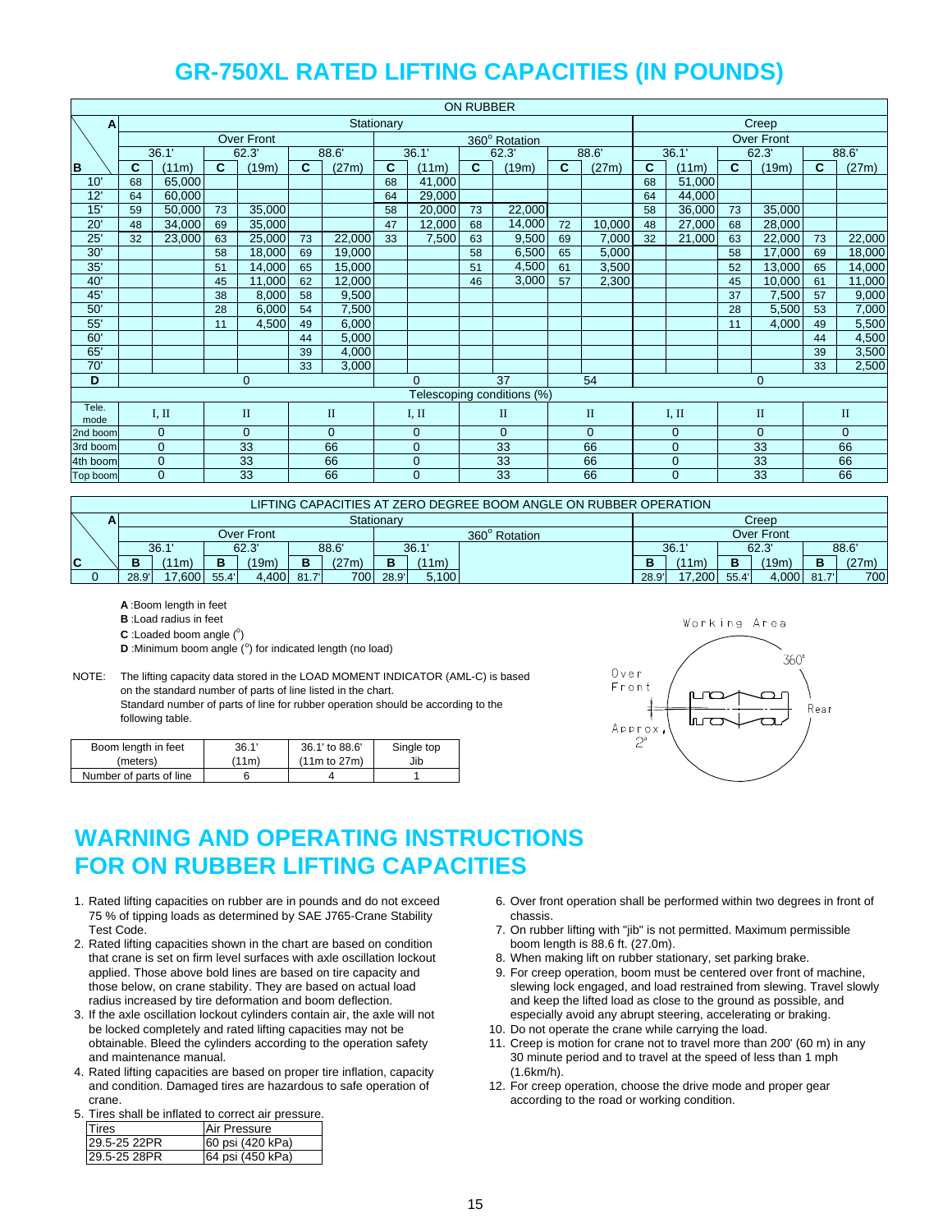# GR-750XL RATED LIFTING CAPACITIES (IN POUNDS)

| A \ B | ON RUBBER | | | | | | | | | | | | | | | | | |
|---|---|---|---|---|---|---|---|---|---|---|---|---|---|---|---|---|---|---|
| | Stationary | | | | | | | | | | | | Creep | | | | | |
| | Over Front | | | | | | 360° Rotation | | | | | | Over Front | | | | | |
| | 36.1' | | 62.3' | | 88.6' | | 36.1' | | 62.3' | | 88.6' | | 36.1' | | 62.3' | | 88.6' | |
| B | C | (11m) | C | (19m) | C | (27m) | C | (11m) | C | (19m) | C | (27m) | C | (11m) | C | (19m) | C | (27m) |
| 10' | 68 | 65,000 | | | | | 68 | 41,000 | | | | | 68 | 51,000 | | | | |
| 12' | 64 | 60,000 | | | | | 64 | 29,000 | | | | | 64 | 44,000 | | | | |
| 15' | 59 | 50,000 | 73 | 35,000 | | | 58 | 20,000 | 73 | 22,000 | | | 58 | 36,000 | 73 | 35,000 | | |
| 20' | 48 | 34,000 | 69 | 35,000 | | | 47 | 12,000 | 68 | 14,000 | 72 | 10,000 | 48 | 27,000 | 68 | 28,000 | | |
| 25' | 32 | 23,000 | 63 | 25,000 | 73 | 22,000 | 33 | 7,500 | 63 | 9,500 | 69 | 7,000 | 32 | 21,000 | 63 | 22,000 | 73 | 22,000 |
| 30' | | | 58 | 18,000 | 69 | 19,000 | | | 58 | 6,500 | 65 | 5,000 | | | 58 | 17,000 | 69 | 18,000 |
| 35' | | | 51 | 14,000 | 65 | 15,000 | | | 51 | 4,500 | 61 | 3,500 | | | 52 | 13,000 | 65 | 14,000 |
| 40' | | | 45 | 11,000 | 62 | 12,000 | | | 46 | 3,000 | 57 | 2,300 | | | 45 | 10,000 | 61 | 11,000 |
| 45' | | | 38 | 8,000 | 58 | 9,500 | | | | | | | | | 37 | 7,500 | 57 | 9,000 |
| 50' | | | 28 | 6,000 | 54 | 7,500 | | | | | | | | | 28 | 5,500 | 53 | 7,000 |
| 55' | | | 11 | 4,500 | 49 | 6,000 | | | | | | | | | 11 | 4,000 | 49 | 5,500 |
| 60' | | | | | 44 | 5,000 | | | | | | | | | | | 44 | 4,500 |
| 65' | | | | | 39 | 4,000 | | | | | | | | | | | 39 | 3,500 |
| 70' | | | | | 33 | 3,000 | | | | | | | | | | | 33 | 2,500 |
| D | 0 | | | | | | 0 | | 37 | | 54 | | 0 | | | | | |
| | Telescoping conditions (%) | | | | | | | | | | | | | | | | | |
| Tele. mode | I, II | | II | | II | | I, II | | II | | II | | I, II | | II | | II | |
| 2nd boom | 0 | | 0 | | 0 | | 0 | | 0 | | 0 | | 0 | | 0 | | 0 | |
| 3rd boom | 0 | | 33 | | 66 | | 0 | | 33 | | 66 | | 0 | | 33 | | 66 | |
| 4th boom | 0 | | 33 | | 66 | | 0 | | 33 | | 66 | | 0 | | 33 | | 66 | |
| Top boom | 0 | | 33 | | 66 | | 0 | | 33 | | 66 | | 0 | | 33 | | 66 | |

| A \ C | LIFTING CAPACITIES AT ZERO DEGREE BOOM ANGLE ON RUBBER OPERATION | | | | | | | | | | | | | |
|---|---|---|---|---|---|---|---|---|---|---|---|---|---|---|
| | Stationary | | | | | | | | | Creep | | | | |
| | Over Front | | | | | | 360° Rotation | | | Over Front | | | | |
| | 36.1' | | 62.3' | | 88.6' | | 36.1' | | | 36.1' | | 62.3' | | 88.6' |
| C | B | (11m) | B | (19m) | B | (27m) | B | (11m) | | B | (11m) | B | (19m) | B | (27m) |
| 0 | 28.9' | 17,600 | 55.4' | 4,400 | 81.7' | 700 | 28.9' | 5,100 | | 28.9' | 17,200 | 55.4' | 4,000 | 81.7' | 700 |

**A** :Boom length in feet
**B** :Load radius in feet
**C** :Loaded boom angle (°)
**D** :Minimum boom angle (°) for indicated length (no load)

NOTE: The lifting capacity data stored in the LOAD MOMENT INDICATOR (AML-C) is based on the standard number of parts of line listed in the chart.
Standard number of parts of line for rubber operation should be according to the following table.

| Boom length in feet (meters) | 36.1' (11m) | 36.1' to 88.6' (11m to 27m) | Single top Jib |
|---|---|---|---|
| Number of parts of line | 6 | 4 | 1 |

Working Area: 360°, Over Front, Approx. 2°, Rear

# WARNING AND OPERATING INSTRUCTIONS FOR ON RUBBER LIFTING CAPACITIES

1. Rated lifting capacities on rubber are in pounds and do not exceed 75 % of tipping loads as determined by SAE J765-Crane Stability Test Code.
2. Rated lifting capacities shown in the chart are based on condition that crane is set on firm level surfaces with axle oscillation lockout applied. Those above bold lines are based on tire capacity and those below, on crane stability. They are based on actual load radius increased by tire deformation and boom deflection.
3. If the axle oscillation lockout cylinders contain air, the axle will not be locked completely and rated lifting capacities may not be obtainable. Bleed the cylinders according to the operation safety and maintenance manual.
4. Rated lifting capacities are based on proper tire inflation, capacity and condition. Damaged tires are hazardous to safe operation of crane.
5. Tires shall be inflated to correct air pressure.

| Tires | Air Pressure |
|---|---|
| 29.5-25 22PR | 60 psi (420 kPa) |
| 29.5-25 28PR | 64 psi (450 kPa) |

6. Over front operation shall be performed within two degrees in front of chassis.
7. On rubber lifting with "jib" is not permitted. Maximum permissible boom length is 88.6 ft. (27.0m).
8. When making lift on rubber stationary, set parking brake.
9. For creep operation, boom must be centered over front of machine, slewing lock engaged, and load restrained from slewing. Travel slowly and keep the lifted load as close to the ground as possible, and especially avoid any abrupt steering, accelerating or braking.
10. Do not operate the crane while carrying the load.
11. Creep is motion for crane not to travel more than 200' (60 m) in any 30 minute period and to travel at the speed of less than 1 mph (1.6km/h).
12. For creep operation, choose the drive mode and proper gear according to the road or working condition.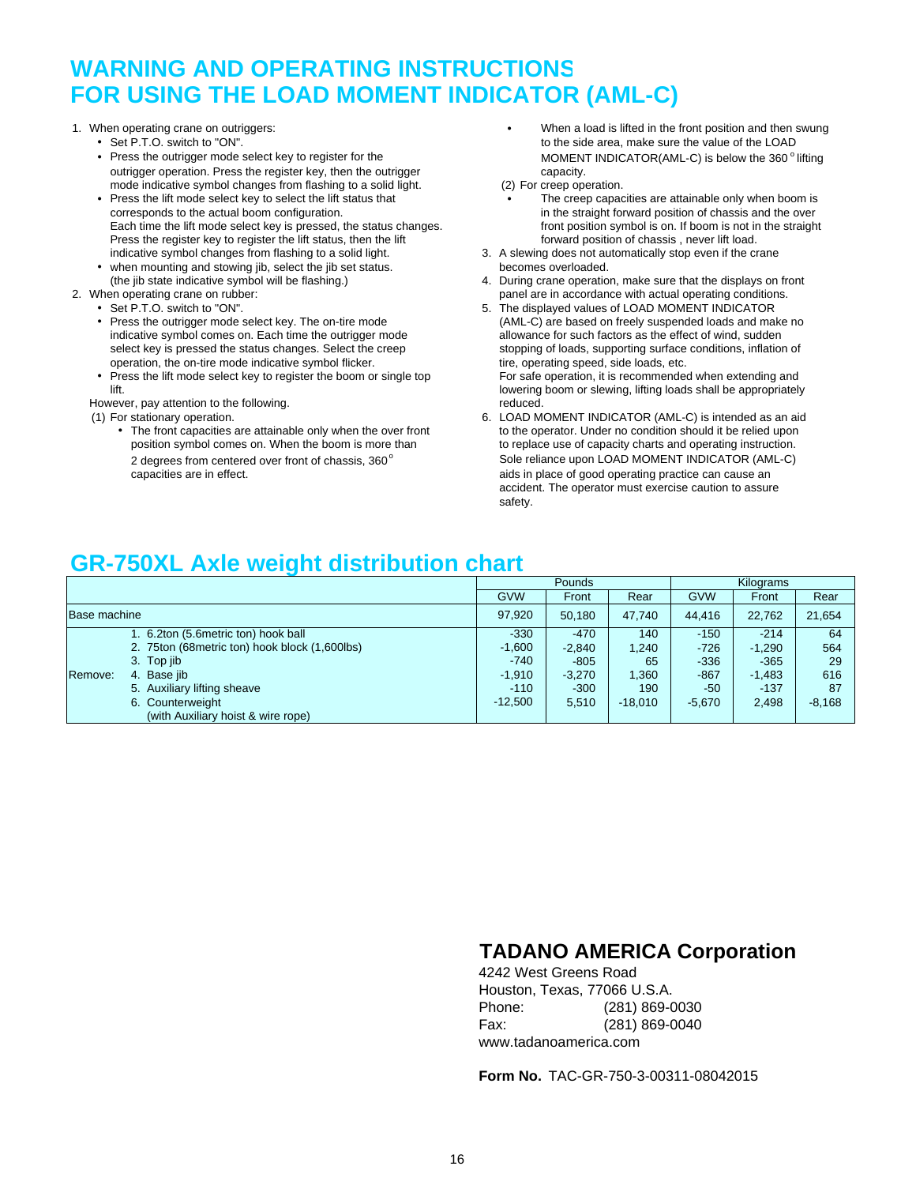# WARNING AND OPERATING INSTRUCTIONS FOR USING THE LOAD MOMENT INDICATOR (AML-C)

1. When operating crane on outriggers:
   - Set P.T.O. switch to "ON".
   - Press the outrigger mode select key to register for the outrigger operation. Press the register key, then the outrigger mode indicative symbol changes from flashing to a solid light.
   - Press the lift mode select key to select the lift status that corresponds to the actual boom configuration.
     Each time the lift mode select key is pressed, the status changes. Press the register key to register the lift status, then the lift indicative symbol changes from flashing to a solid light.
   - when mounting and stowing jib, select the jib set status. (the jib state indicative symbol will be flashing.)
2. When operating crane on rubber:
   - Set P.T.O. switch to "ON".
   - Press the outrigger mode select key. The on-tire mode indicative symbol comes on. Each time the outrigger mode select key is pressed the status changes. Select the creep operation, the on-tire mode indicative symbol flicker.
   - Press the lift mode select key to register the boom or single top lift.

   However, pay attention to the following.

   (1) For stationary operation.
      - The front capacities are attainable only when the over front position symbol comes on. When the boom is more than 2 degrees from centered over front of chassis, 360° capacities are in effect.
      - When a load is lifted in the front position and then swung to the side area, make sure the value of the LOAD MOMENT INDICATOR(AML-C) is below the 360° lifting capacity.

   (2) For creep operation.
      - The creep capacities are attainable only when boom is in the straight forward position of chassis and the over front position symbol is on. If boom is not in the straight forward position of chassis , never lift load.
3. A slewing does not automatically stop even if the crane becomes overloaded.
4. During crane operation, make sure that the displays on front panel are in accordance with actual operating conditions.
5. The displayed values of LOAD MOMENT INDICATOR (AML-C) are based on freely suspended loads and make no allowance for such factors as the effect of wind, sudden stopping of loads, supporting surface conditions, inflation of tire, operating speed, side loads, etc.
   For safe operation, it is recommended when extending and lowering boom or slewing, lifting loads shall be appropriately reduced.
6. LOAD MOMENT INDICATOR (AML-C) is intended as an aid to the operator. Under no condition should it be relied upon to replace use of capacity charts and operating instruction. Sole reliance upon LOAD MOMENT INDICATOR (AML-C) aids in place of good operating practice can cause an accident. The operator must exercise caution to assure safety.

# GR-750XL Axle weight distribution chart

| | | Pounds | | | Kilograms | | |
|---|---|---|---|---|---|---|---|
| | | GVW | Front | Rear | GVW | Front | Rear |
| Base machine | | 97,920 | 50,180 | 47,740 | 44,416 | 22,762 | 21,654 |
| Remove: | 1. 6.2ton (5.6metric ton) hook ball | -330 | -470 | 140 | -150 | -214 | 64 |
| | 2. 75ton (68metric ton) hook block (1,600lbs) | -1,600 | -2,840 | 1,240 | -726 | -1,290 | 564 |
| | 3. Top jib | -740 | -805 | 65 | -336 | -365 | 29 |
| | 4. Base jib | -1,910 | -3,270 | 1,360 | -867 | -1,483 | 616 |
| | 5. Auxiliary lifting sheave | -110 | -300 | 190 | -50 | -137 | 87 |
| | 6. Counterweight (with Auxiliary hoist & wire rope) | -12,500 | 5,510 | -18,010 | -5,670 | 2,498 | -8,168 |

## TADANO AMERICA Corporation

4242 West Greens Road
Houston, Texas, 77066 U.S.A.
Phone: (281) 869-0030
Fax: (281) 869-0040
www.tadanoamerica.com

**Form No.** TAC-GR-750-3-00311-08042015